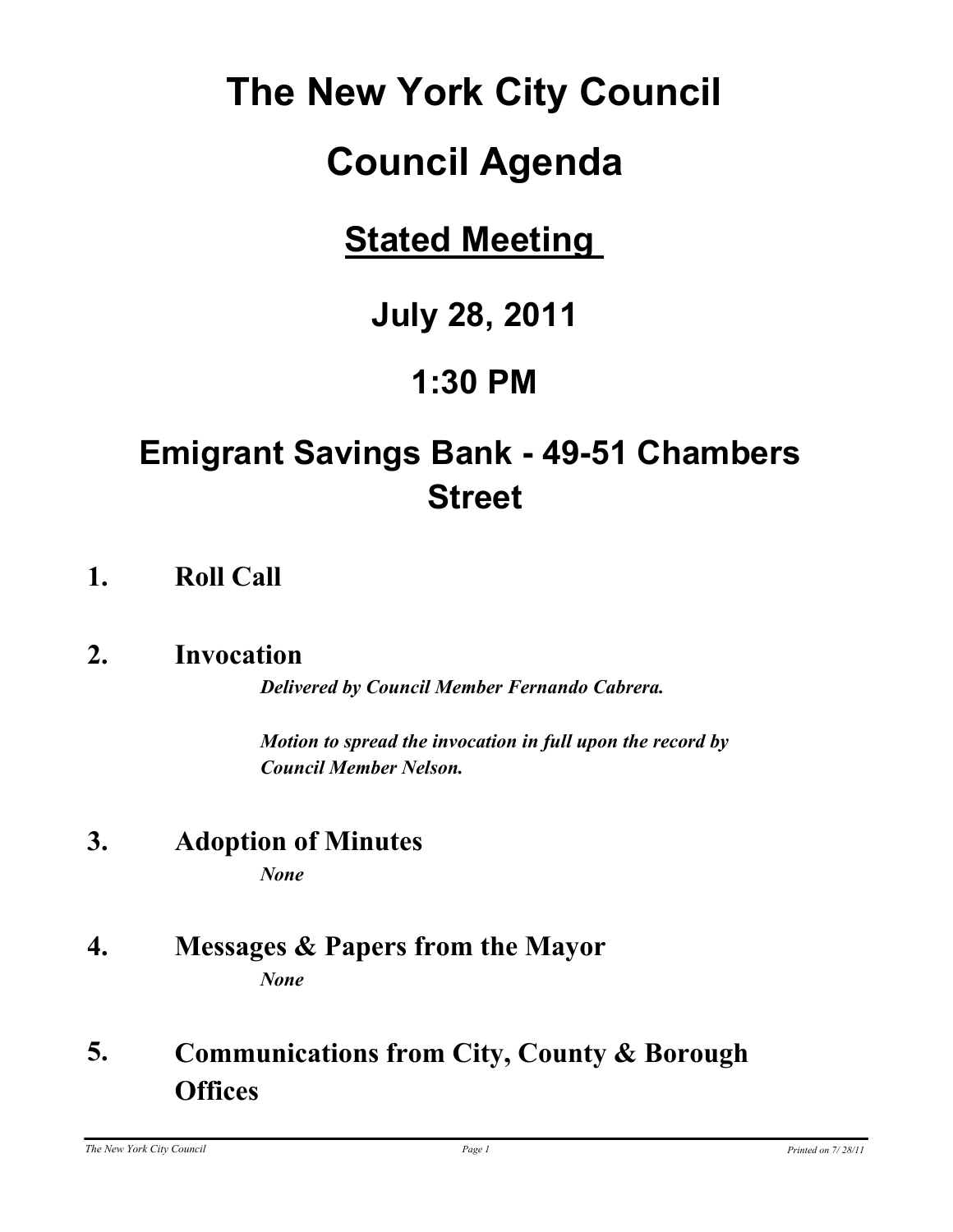# The New York City Council

# Council Agenda

## Stated Meeting

## July 28, 2011

## 1:30 PM

## Emigrant Savings Bank - 49-51 Chambers Street

**1. Roll Call**

**2. Invocation**

*Delivered by Council Member Fernando Cabrera.*

*Motion to spread the invocation in full upon the record by Council Member Nelson.*

**3. Adoption of Minutes**

*None*

**4. Messages & Papers from the Mayor**

*None*

**5. Communications from City, County & Borough Offices**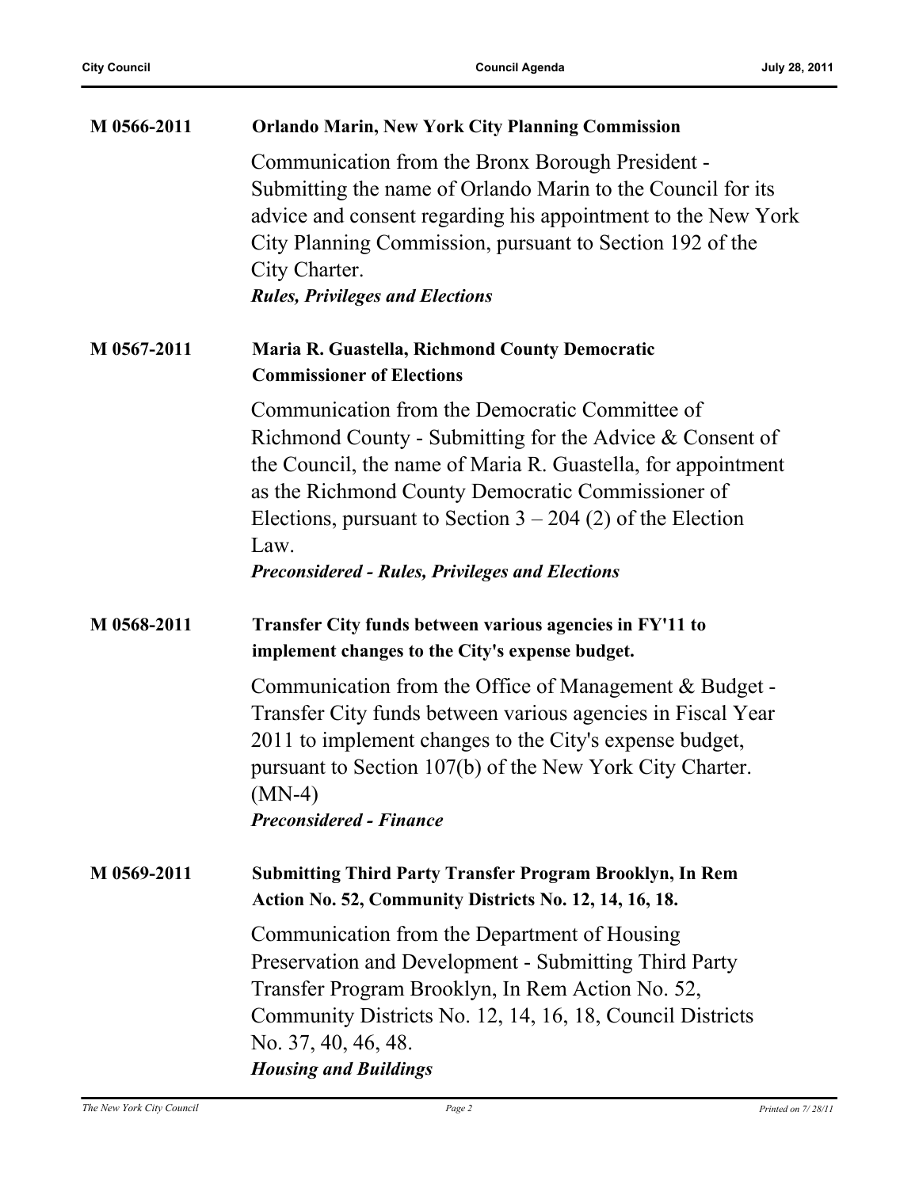**M 0566-2011** **Orlando Marin, New York City Planning Commission**

Communication from the Bronx Borough President - Submitting the name of Orlando Marin to the Council for its advice and consent regarding his appointment to the New York City Planning Commission, pursuant to Section 192 of the City Charter.

***Rules, Privileges and Elections***

**M 0567-2011** **Maria R. Guastella, Richmond County Democratic Commissioner of Elections**

Communication from the Democratic Committee of Richmond County - Submitting for the Advice & Consent of the Council, the name of Maria R. Guastella, for appointment as the Richmond County Democratic Commissioner of Elections, pursuant to Section 3 – 204 (2) of the Election Law.

***Preconsidered - Rules, Privileges and Elections***

**M 0568-2011** **Transfer City funds between various agencies in FY'11 to implement changes to the City's expense budget.**

Communication from the Office of Management & Budget - Transfer City funds between various agencies in Fiscal Year 2011 to implement changes to the City's expense budget, pursuant to Section 107(b) of the New York City Charter. (MN-4)

***Preconsidered - Finance***

**M 0569-2011** **Submitting Third Party Transfer Program Brooklyn, In Rem Action No. 52, Community Districts No. 12, 14, 16, 18.**

Communication from the Department of Housing Preservation and Development - Submitting Third Party Transfer Program Brooklyn, In Rem Action No. 52, Community Districts No. 12, 14, 16, 18, Council Districts No. 37, 40, 46, 48.

***Housing and Buildings***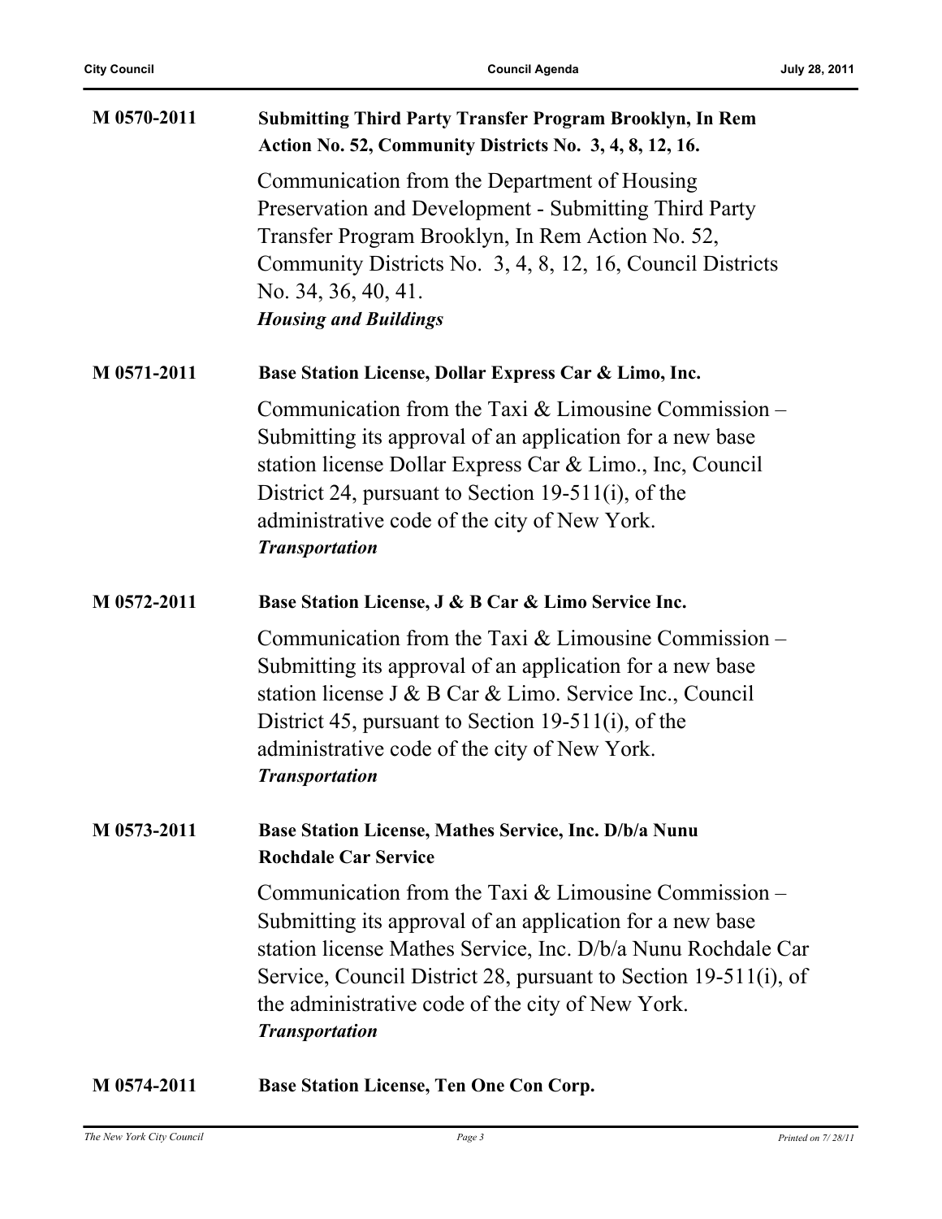**M 0570-2011** **Submitting Third Party Transfer Program Brooklyn, In Rem Action No. 52, Community Districts No. 3, 4, 8, 12, 16.**

Communication from the Department of Housing Preservation and Development - Submitting Third Party Transfer Program Brooklyn, In Rem Action No. 52, Community Districts No. 3, 4, 8, 12, 16, Council Districts No. 34, 36, 40, 41.
***Housing and Buildings***

**M 0571-2011** **Base Station License, Dollar Express Car & Limo, Inc.**

Communication from the Taxi & Limousine Commission – Submitting its approval of an application for a new base station license Dollar Express Car & Limo., Inc, Council District 24, pursuant to Section 19-511(i), of the administrative code of the city of New York.
***Transportation***

**M 0572-2011** **Base Station License, J & B Car & Limo Service Inc.**

Communication from the Taxi & Limousine Commission – Submitting its approval of an application for a new base station license J & B Car & Limo. Service Inc., Council District 45, pursuant to Section 19-511(i), of the administrative code of the city of New York.
***Transportation***

**M 0573-2011** **Base Station License, Mathes Service, Inc. D/b/a Nunu Rochdale Car Service**

Communication from the Taxi & Limousine Commission – Submitting its approval of an application for a new base station license Mathes Service, Inc. D/b/a Nunu Rochdale Car Service, Council District 28, pursuant to Section 19-511(i), of the administrative code of the city of New York.
***Transportation***

**M 0574-2011** **Base Station License, Ten One Con Corp.**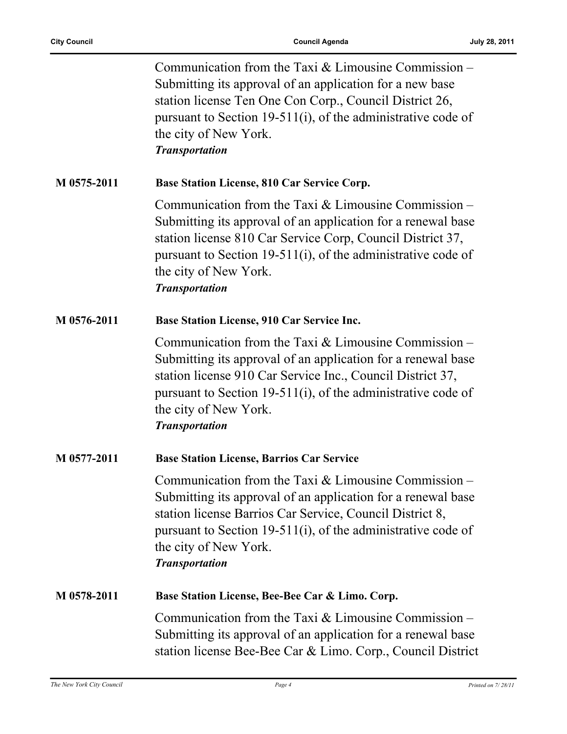Communication from the Taxi & Limousine Commission – Submitting its approval of an application for a new base station license Ten One Con Corp., Council District 26, pursuant to Section 19-511(i), of the administrative code of the city of New York.
***Transportation***

**M 0575-2011** **Base Station License, 810 Car Service Corp.**

Communication from the Taxi & Limousine Commission – Submitting its approval of an application for a renewal base station license 810 Car Service Corp, Council District 37, pursuant to Section 19-511(i), of the administrative code of the city of New York.
***Transportation***

**M 0576-2011** **Base Station License, 910 Car Service Inc.**

Communication from the Taxi & Limousine Commission – Submitting its approval of an application for a renewal base station license 910 Car Service Inc., Council District 37, pursuant to Section 19-511(i), of the administrative code of the city of New York.
***Transportation***

**M 0577-2011** **Base Station License, Barrios Car Service**

Communication from the Taxi & Limousine Commission – Submitting its approval of an application for a renewal base station license Barrios Car Service, Council District 8, pursuant to Section 19-511(i), of the administrative code of the city of New York.
***Transportation***

**M 0578-2011** **Base Station License, Bee-Bee Car & Limo. Corp.**

Communication from the Taxi & Limousine Commission – Submitting its approval of an application for a renewal base station license Bee-Bee Car & Limo. Corp., Council District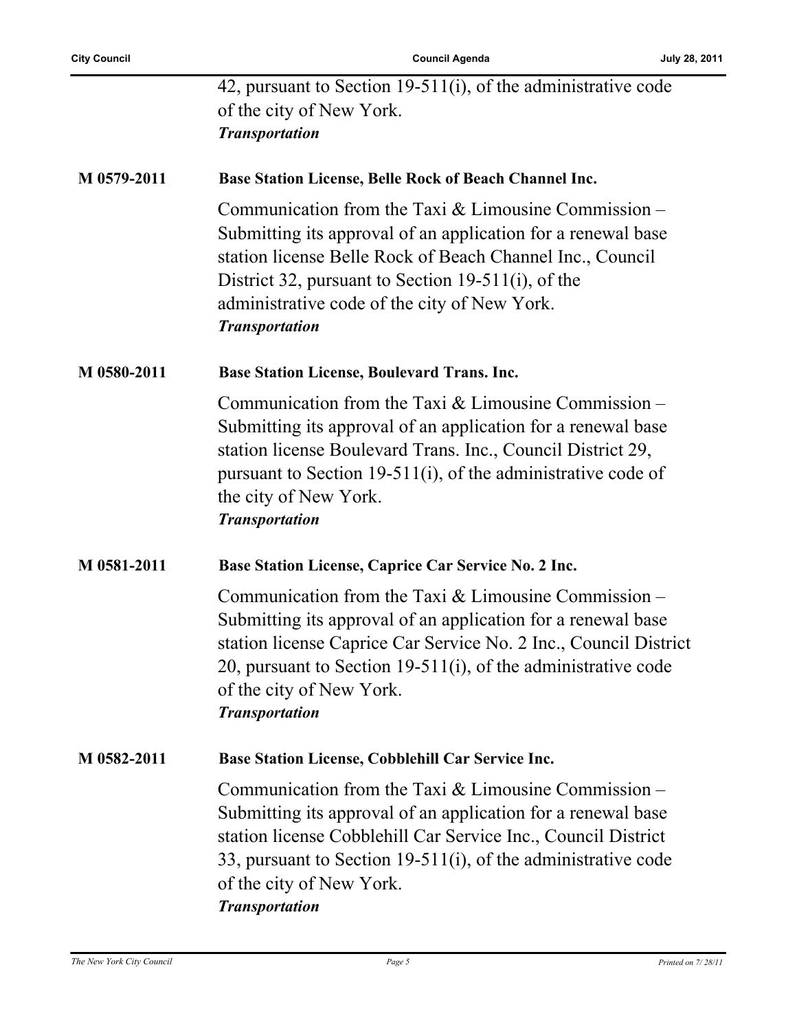42, pursuant to Section 19-511(i), of the administrative code of the city of New York.
***Transportation***

**M 0579-2011** **Base Station License, Belle Rock of Beach Channel Inc.**

Communication from the Taxi & Limousine Commission – Submitting its approval of an application for a renewal base station license Belle Rock of Beach Channel Inc., Council District 32, pursuant to Section 19-511(i), of the administrative code of the city of New York.
***Transportation***

**M 0580-2011** **Base Station License, Boulevard Trans. Inc.**

Communication from the Taxi & Limousine Commission – Submitting its approval of an application for a renewal base station license Boulevard Trans. Inc., Council District 29, pursuant to Section 19-511(i), of the administrative code of the city of New York.
***Transportation***

**M 0581-2011** **Base Station License, Caprice Car Service No. 2 Inc.**

Communication from the Taxi & Limousine Commission – Submitting its approval of an application for a renewal base station license Caprice Car Service No. 2 Inc., Council District 20, pursuant to Section 19-511(i), of the administrative code of the city of New York.
***Transportation***

**M 0582-2011** **Base Station License, Cobblehill Car Service Inc.**

Communication from the Taxi & Limousine Commission – Submitting its approval of an application for a renewal base station license Cobblehill Car Service Inc., Council District 33, pursuant to Section 19-511(i), of the administrative code of the city of New York.
***Transportation***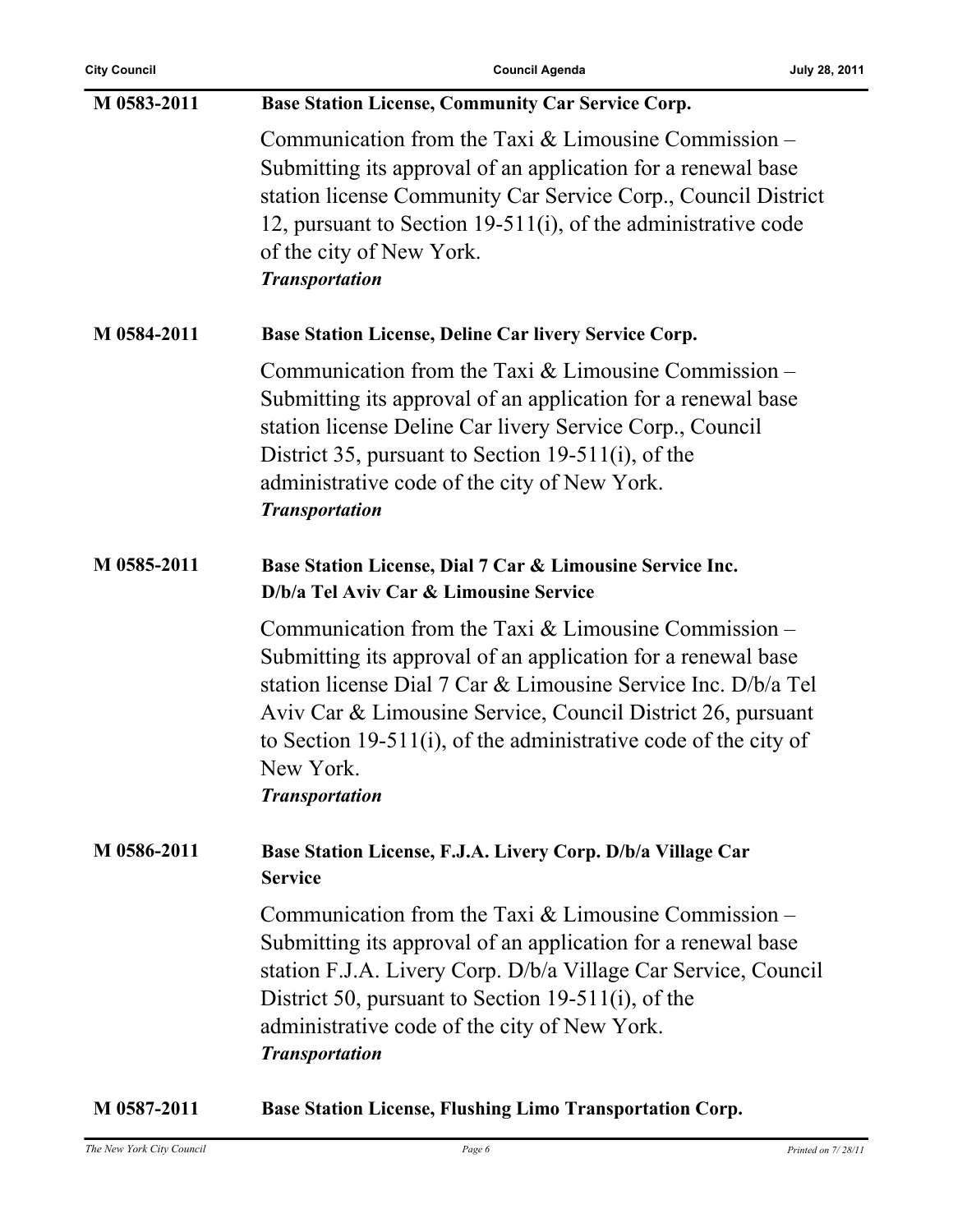**M 0583-2011** **Base Station License, Community Car Service Corp.**

Communication from the Taxi & Limousine Commission – Submitting its approval of an application for a renewal base station license Community Car Service Corp., Council District 12, pursuant to Section 19-511(i), of the administrative code of the city of New York.
***Transportation***

**M 0584-2011** **Base Station License, Deline Car livery Service Corp.**

Communication from the Taxi & Limousine Commission – Submitting its approval of an application for a renewal base station license Deline Car livery Service Corp., Council District 35, pursuant to Section 19-511(i), of the administrative code of the city of New York.
***Transportation***

**M 0585-2011** **Base Station License, Dial 7 Car & Limousine Service Inc. D/b/a Tel Aviv Car & Limousine Service**

Communication from the Taxi & Limousine Commission – Submitting its approval of an application for a renewal base station license Dial 7 Car & Limousine Service Inc. D/b/a Tel Aviv Car & Limousine Service, Council District 26, pursuant to Section 19-511(i), of the administrative code of the city of New York.
***Transportation***

**M 0586-2011** **Base Station License, F.J.A. Livery Corp. D/b/a Village Car Service**

Communication from the Taxi & Limousine Commission – Submitting its approval of an application for a renewal base station F.J.A. Livery Corp. D/b/a Village Car Service, Council District 50, pursuant to Section 19-511(i), of the administrative code of the city of New York.
***Transportation***

**M 0587-2011** **Base Station License, Flushing Limo Transportation Corp.**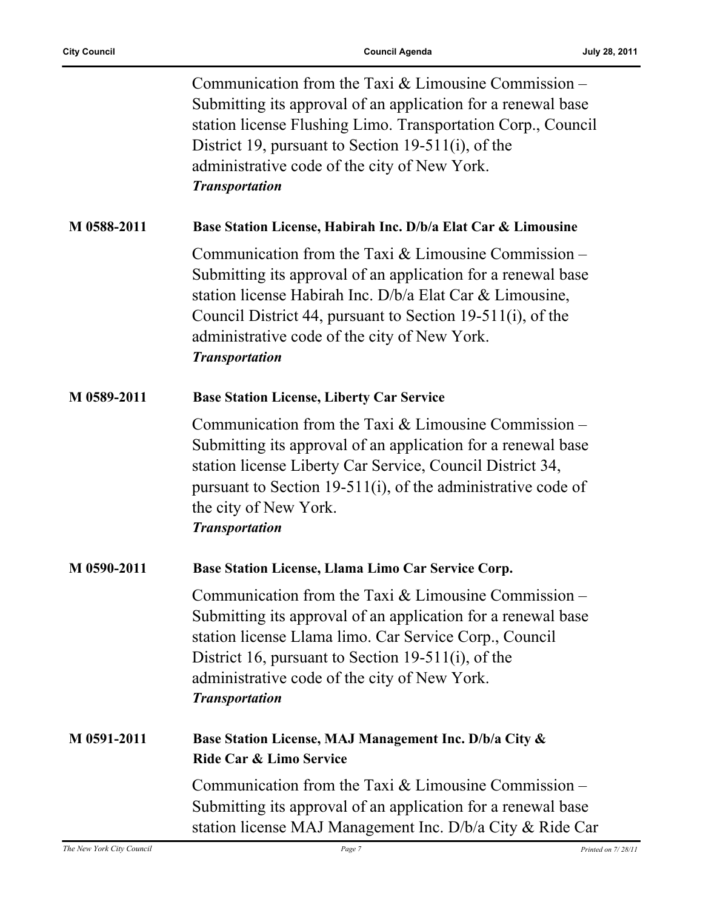Communication from the Taxi & Limousine Commission – Submitting its approval of an application for a renewal base station license Flushing Limo. Transportation Corp., Council District 19, pursuant to Section 19-511(i), of the administrative code of the city of New York.
***Transportation***

**M 0588-2011** **Base Station License, Habirah Inc. D/b/a Elat Car & Limousine**

Communication from the Taxi & Limousine Commission – Submitting its approval of an application for a renewal base station license Habirah Inc. D/b/a Elat Car & Limousine, Council District 44, pursuant to Section 19-511(i), of the administrative code of the city of New York.
***Transportation***

**M 0589-2011** **Base Station License, Liberty Car Service**

Communication from the Taxi & Limousine Commission – Submitting its approval of an application for a renewal base station license Liberty Car Service, Council District 34, pursuant to Section 19-511(i), of the administrative code of the city of New York.
***Transportation***

**M 0590-2011** **Base Station License, Llama Limo Car Service Corp.**

Communication from the Taxi & Limousine Commission – Submitting its approval of an application for a renewal base station license Llama limo. Car Service Corp., Council District 16, pursuant to Section 19-511(i), of the administrative code of the city of New York.
***Transportation***

**M 0591-2011** **Base Station License, MAJ Management Inc. D/b/a City & Ride Car & Limo Service**

Communication from the Taxi & Limousine Commission – Submitting its approval of an application for a renewal base station license MAJ Management Inc. D/b/a City & Ride Car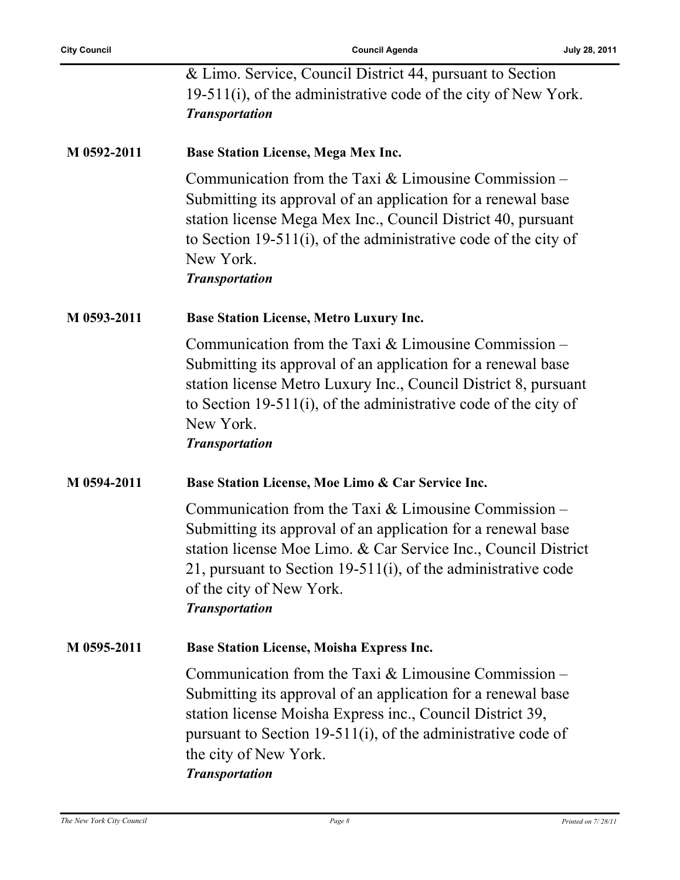& Limo. Service, Council District 44, pursuant to Section 19-511(i), of the administrative code of the city of New York.
***Transportation***

**M 0592-2011** **Base Station License, Mega Mex Inc.**

Communication from the Taxi & Limousine Commission – Submitting its approval of an application for a renewal base station license Mega Mex Inc., Council District 40, pursuant to Section 19-511(i), of the administrative code of the city of New York.
***Transportation***

**M 0593-2011** **Base Station License, Metro Luxury Inc.**

Communication from the Taxi & Limousine Commission – Submitting its approval of an application for a renewal base station license Metro Luxury Inc., Council District 8, pursuant to Section 19-511(i), of the administrative code of the city of New York.
***Transportation***

**M 0594-2011** **Base Station License, Moe Limo & Car Service Inc.**

Communication from the Taxi & Limousine Commission – Submitting its approval of an application for a renewal base station license Moe Limo. & Car Service Inc., Council District 21, pursuant to Section 19-511(i), of the administrative code of the city of New York.
***Transportation***

**M 0595-2011** **Base Station License, Moisha Express Inc.**

Communication from the Taxi & Limousine Commission – Submitting its approval of an application for a renewal base station license Moisha Express inc., Council District 39, pursuant to Section 19-511(i), of the administrative code of the city of New York.
***Transportation***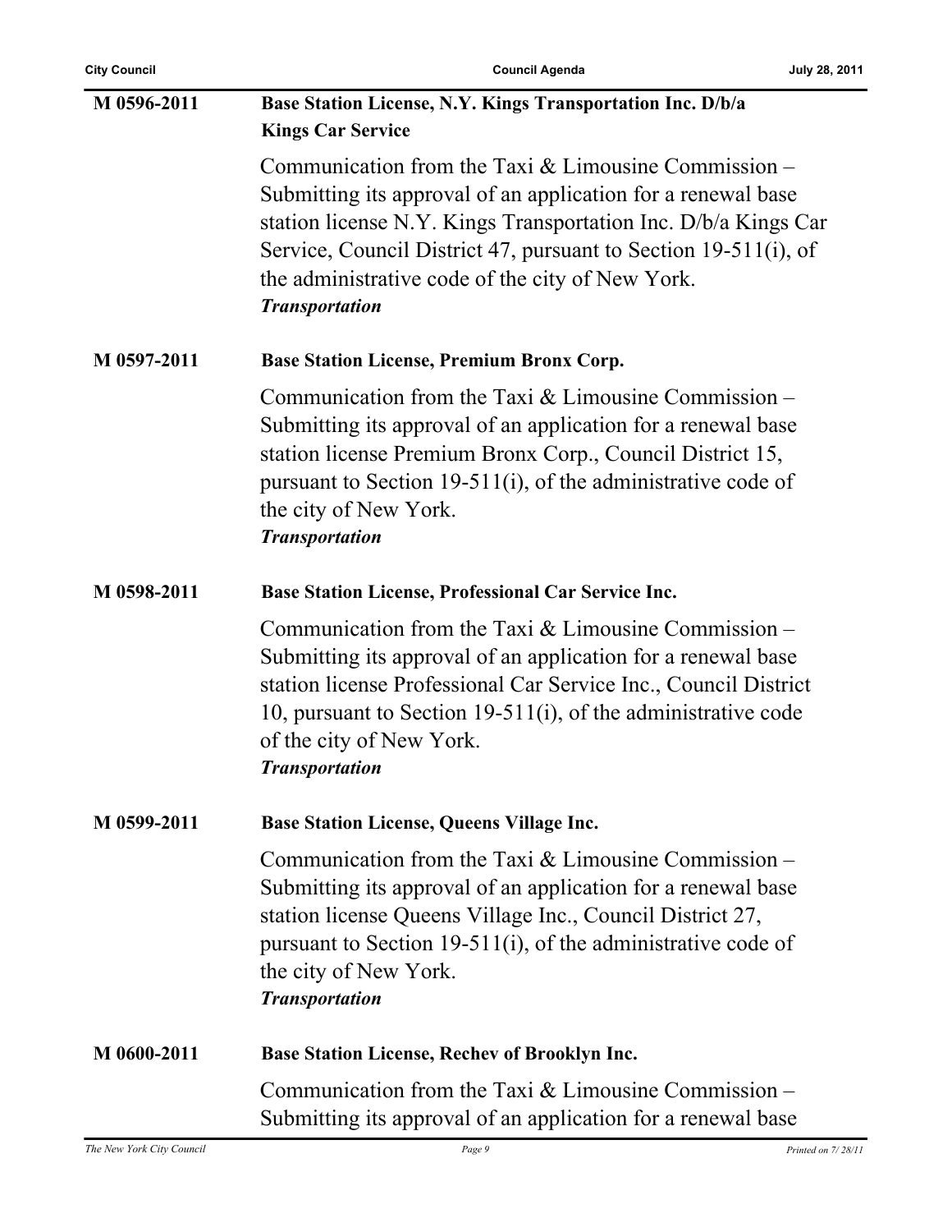**M 0596-2011** **Base Station License, N.Y. Kings Transportation Inc. D/b/a Kings Car Service**

Communication from the Taxi & Limousine Commission – Submitting its approval of an application for a renewal base station license N.Y. Kings Transportation Inc. D/b/a Kings Car Service, Council District 47, pursuant to Section 19-511(i), of the administrative code of the city of New York.
***Transportation***

**M 0597-2011** **Base Station License, Premium Bronx Corp.**

Communication from the Taxi & Limousine Commission – Submitting its approval of an application for a renewal base station license Premium Bronx Corp., Council District 15, pursuant to Section 19-511(i), of the administrative code of the city of New York.
***Transportation***

**M 0598-2011** **Base Station License, Professional Car Service Inc.**

Communication from the Taxi & Limousine Commission – Submitting its approval of an application for a renewal base station license Professional Car Service Inc., Council District 10, pursuant to Section 19-511(i), of the administrative code of the city of New York.
***Transportation***

**M 0599-2011** **Base Station License, Queens Village Inc.**

Communication from the Taxi & Limousine Commission – Submitting its approval of an application for a renewal base station license Queens Village Inc., Council District 27, pursuant to Section 19-511(i), of the administrative code of the city of New York.
***Transportation***

**M 0600-2011** **Base Station License, Rechev of Brooklyn Inc.**

Communication from the Taxi & Limousine Commission – Submitting its approval of an application for a renewal base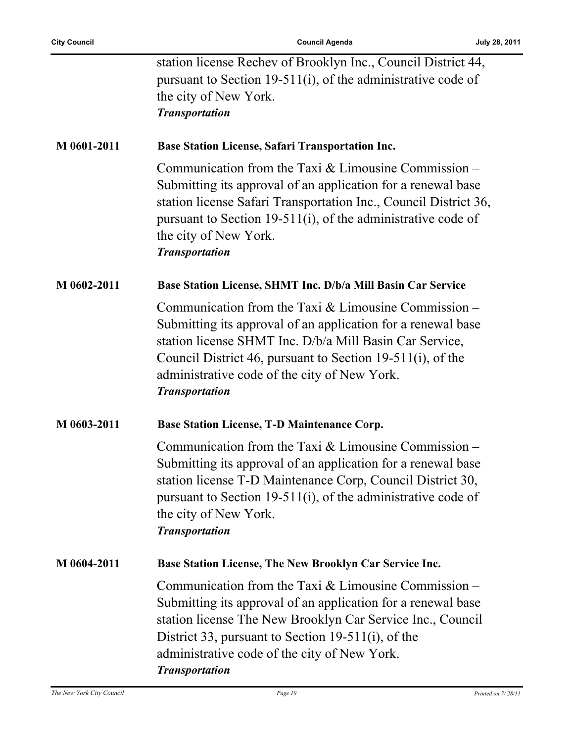station license Rechev of Brooklyn Inc., Council District 44, pursuant to Section 19-511(i), of the administrative code of the city of New York.
***Transportation***

**M 0601-2011** **Base Station License, Safari Transportation Inc.**

Communication from the Taxi & Limousine Commission – Submitting its approval of an application for a renewal base station license Safari Transportation Inc., Council District 36, pursuant to Section 19-511(i), of the administrative code of the city of New York.
***Transportation***

**M 0602-2011** **Base Station License, SHMT Inc. D/b/a Mill Basin Car Service**

Communication from the Taxi & Limousine Commission – Submitting its approval of an application for a renewal base station license SHMT Inc. D/b/a Mill Basin Car Service, Council District 46, pursuant to Section 19-511(i), of the administrative code of the city of New York.
***Transportation***

**M 0603-2011** **Base Station License, T-D Maintenance Corp.**

Communication from the Taxi & Limousine Commission – Submitting its approval of an application for a renewal base station license T-D Maintenance Corp, Council District 30, pursuant to Section 19-511(i), of the administrative code of the city of New York.
***Transportation***

**M 0604-2011** **Base Station License, The New Brooklyn Car Service Inc.**

Communication from the Taxi & Limousine Commission – Submitting its approval of an application for a renewal base station license The New Brooklyn Car Service Inc., Council District 33, pursuant to Section 19-511(i), of the administrative code of the city of New York.
***Transportation***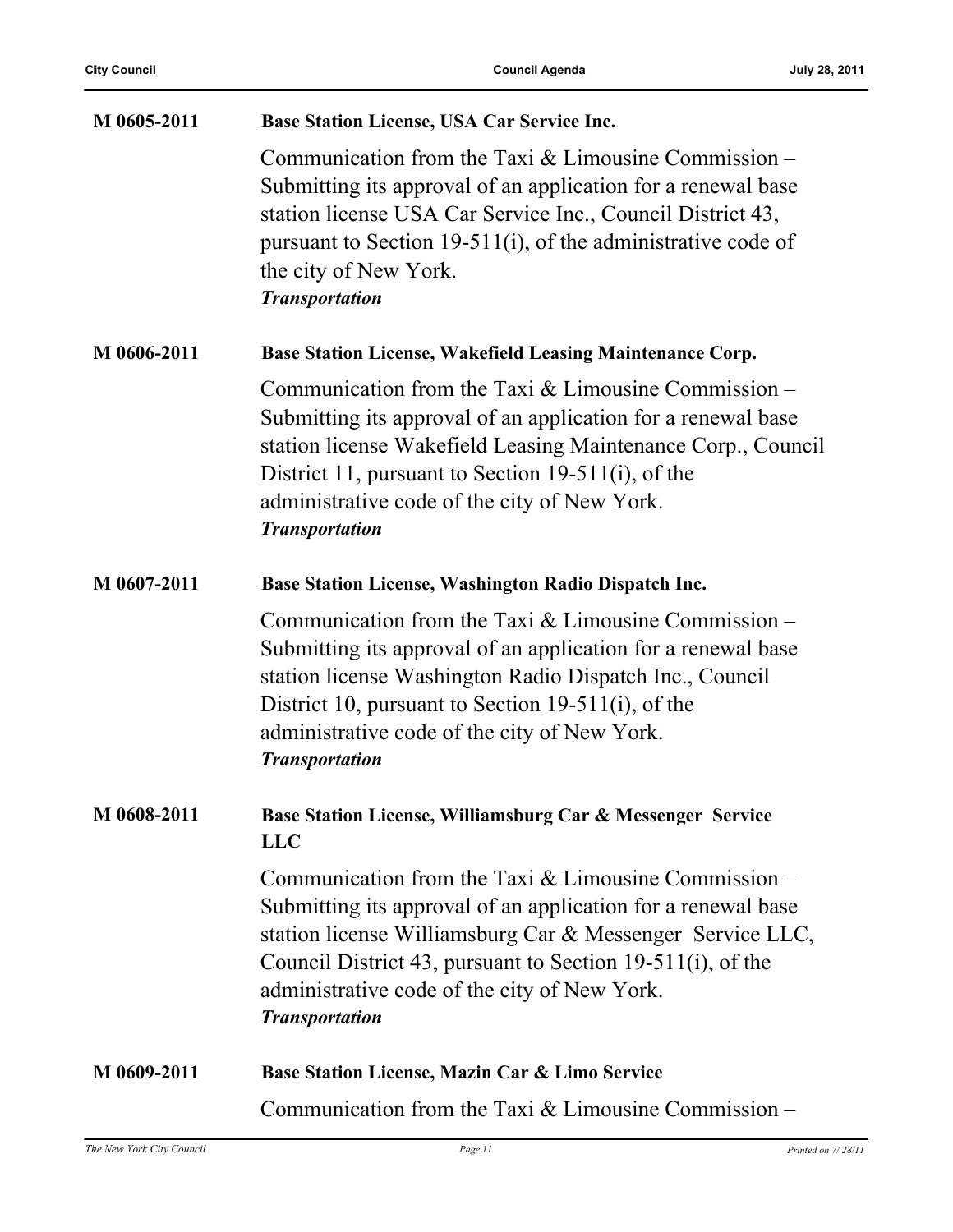**M 0605-2011** **Base Station License, USA Car Service Inc.**

Communication from the Taxi & Limousine Commission – Submitting its approval of an application for a renewal base station license USA Car Service Inc., Council District 43, pursuant to Section 19-511(i), of the administrative code of the city of New York.

***Transportation***

**M 0606-2011** **Base Station License, Wakefield Leasing Maintenance Corp.**

Communication from the Taxi & Limousine Commission – Submitting its approval of an application for a renewal base station license Wakefield Leasing Maintenance Corp., Council District 11, pursuant to Section 19-511(i), of the administrative code of the city of New York.

***Transportation***

**M 0607-2011** **Base Station License, Washington Radio Dispatch Inc.**

Communication from the Taxi & Limousine Commission – Submitting its approval of an application for a renewal base station license Washington Radio Dispatch Inc., Council District 10, pursuant to Section 19-511(i), of the administrative code of the city of New York.

***Transportation***

**M 0608-2011** **Base Station License, Williamsburg Car & Messenger Service LLC**

Communication from the Taxi & Limousine Commission – Submitting its approval of an application for a renewal base station license Williamsburg Car & Messenger Service LLC, Council District 43, pursuant to Section 19-511(i), of the administrative code of the city of New York.

***Transportation***

**M 0609-2011** **Base Station License, Mazin Car & Limo Service**

Communication from the Taxi & Limousine Commission –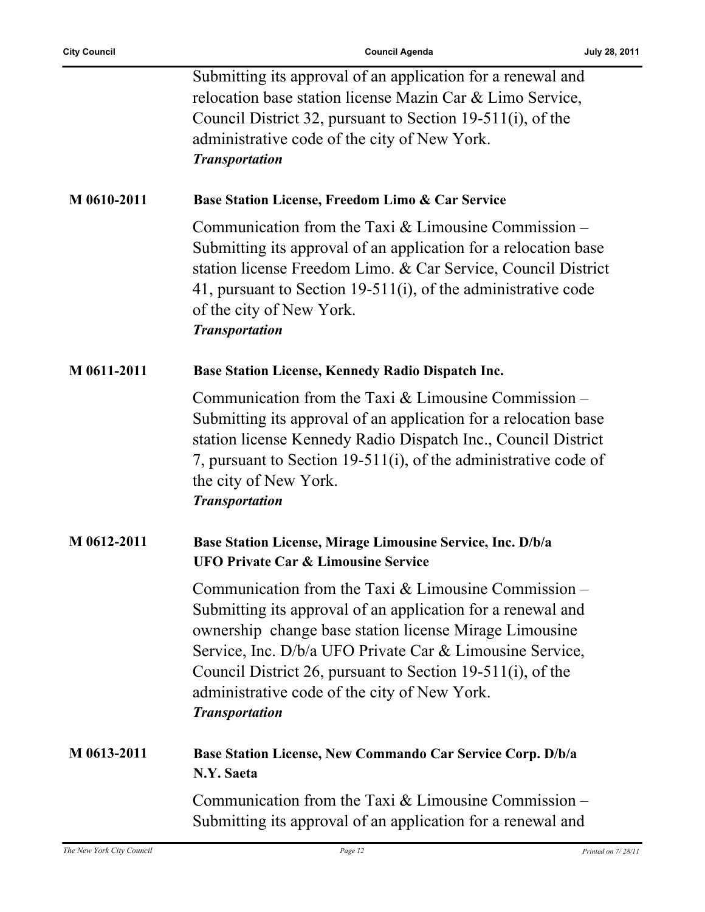Submitting its approval of an application for a renewal and relocation base station license Mazin Car & Limo Service, Council District 32, pursuant to Section 19-511(i), of the administrative code of the city of New York.
***Transportation***

**M 0610-2011** **Base Station License, Freedom Limo & Car Service**

Communication from the Taxi & Limousine Commission – Submitting its approval of an application for a relocation base station license Freedom Limo. & Car Service, Council District 41, pursuant to Section 19-511(i), of the administrative code of the city of New York.
***Transportation***

**M 0611-2011** **Base Station License, Kennedy Radio Dispatch Inc.**

Communication from the Taxi & Limousine Commission – Submitting its approval of an application for a relocation base station license Kennedy Radio Dispatch Inc., Council District 7, pursuant to Section 19-511(i), of the administrative code of the city of New York.
***Transportation***

**M 0612-2011** **Base Station License, Mirage Limousine Service, Inc. D/b/a UFO Private Car & Limousine Service**

Communication from the Taxi & Limousine Commission – Submitting its approval of an application for a renewal and ownership change base station license Mirage Limousine Service, Inc. D/b/a UFO Private Car & Limousine Service, Council District 26, pursuant to Section 19-511(i), of the administrative code of the city of New York.
***Transportation***

**M 0613-2011** **Base Station License, New Commando Car Service Corp. D/b/a N.Y. Saeta**

Communication from the Taxi & Limousine Commission – Submitting its approval of an application for a renewal and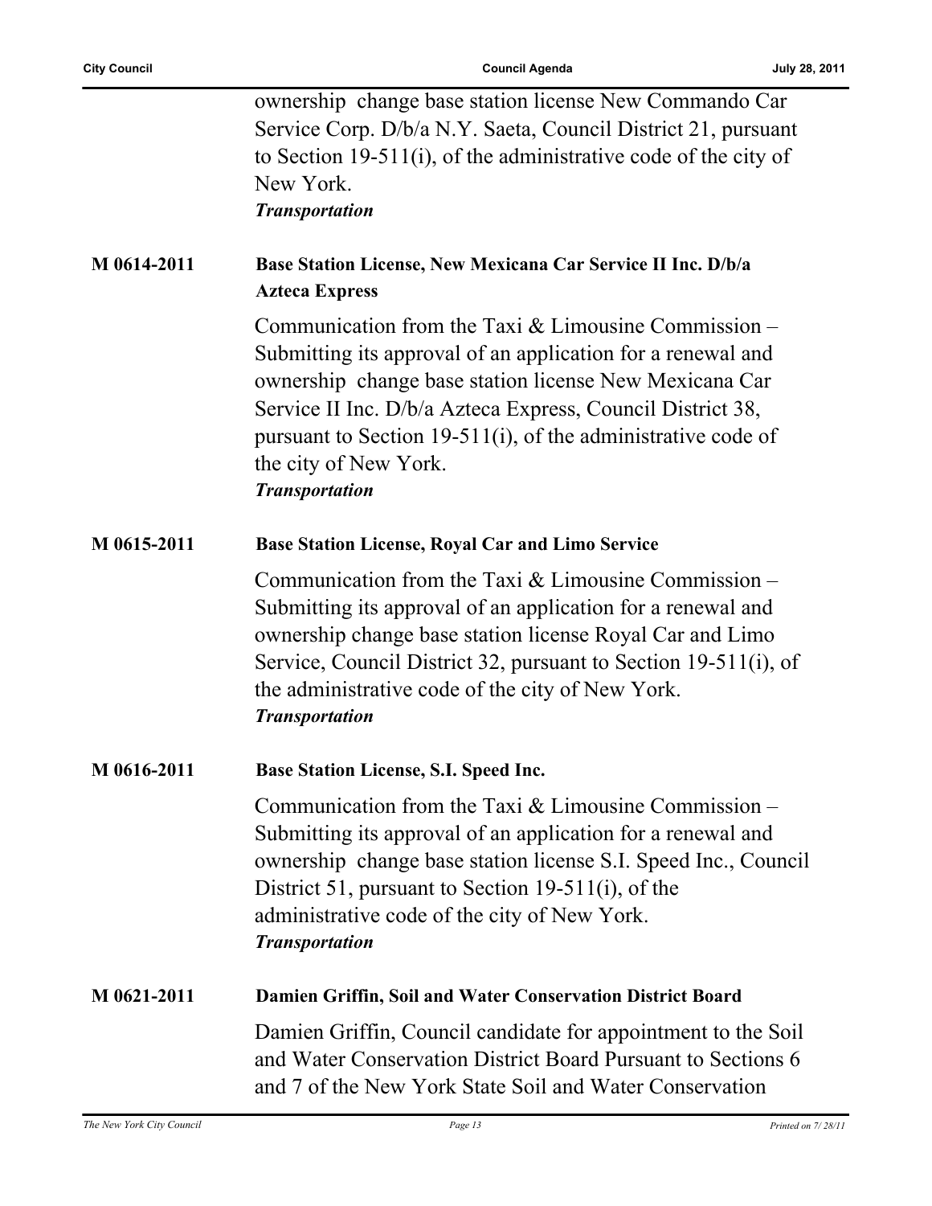ownership change base station license New Commando Car Service Corp. D/b/a N.Y. Saeta, Council District 21, pursuant to Section 19-511(i), of the administrative code of the city of New York.
***Transportation***

**M 0614-2011** **Base Station License, New Mexicana Car Service II Inc. D/b/a Azteca Express**

Communication from the Taxi & Limousine Commission – Submitting its approval of an application for a renewal and ownership change base station license New Mexicana Car Service II Inc. D/b/a Azteca Express, Council District 38, pursuant to Section 19-511(i), of the administrative code of the city of New York.
***Transportation***

**M 0615-2011** **Base Station License, Royal Car and Limo Service**

Communication from the Taxi & Limousine Commission – Submitting its approval of an application for a renewal and ownership change base station license Royal Car and Limo Service, Council District 32, pursuant to Section 19-511(i), of the administrative code of the city of New York.
***Transportation***

**M 0616-2011** **Base Station License, S.I. Speed Inc.**

Communication from the Taxi & Limousine Commission – Submitting its approval of an application for a renewal and ownership change base station license S.I. Speed Inc., Council District 51, pursuant to Section 19-511(i), of the administrative code of the city of New York.
***Transportation***

**M 0621-2011** **Damien Griffin, Soil and Water Conservation District Board**

Damien Griffin, Council candidate for appointment to the Soil and Water Conservation District Board Pursuant to Sections 6 and 7 of the New York State Soil and Water Conservation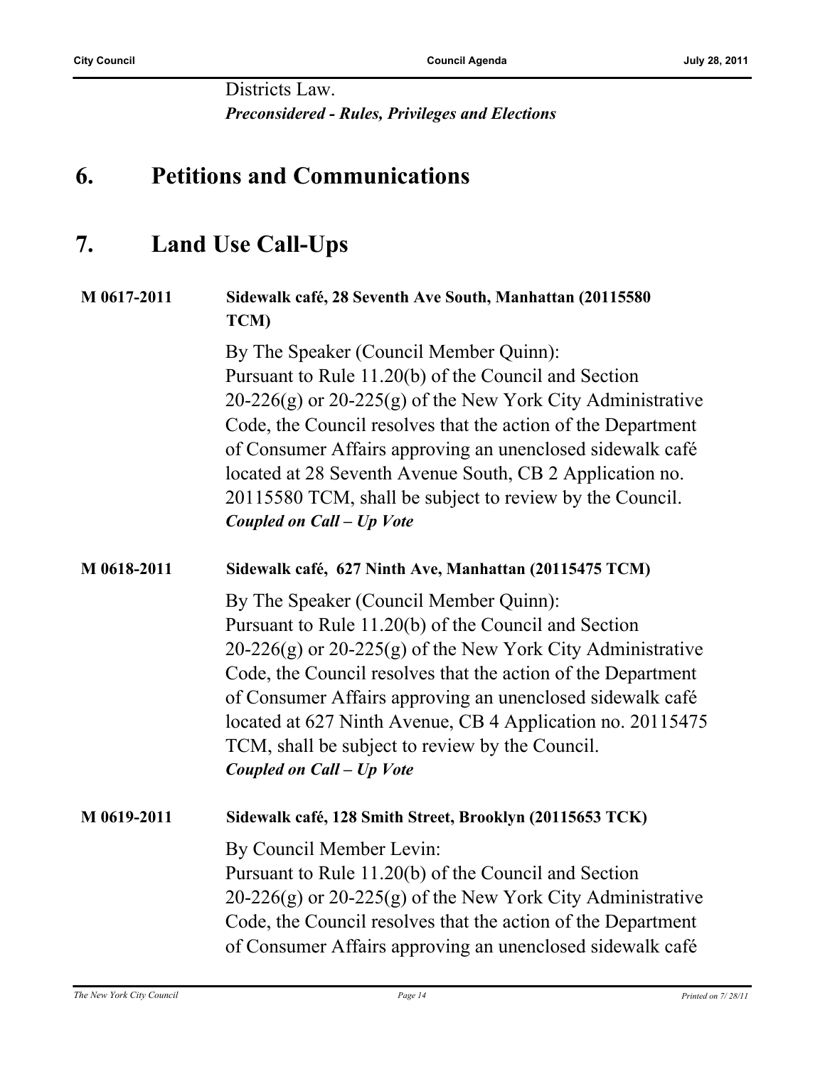Districts Law.
***Preconsidered - Rules, Privileges and Elections***

## 6. Petitions and Communications

## 7. Land Use Call-Ups

**M 0617-2011** **Sidewalk café, 28 Seventh Ave South, Manhattan (20115580 TCM)**

By The Speaker (Council Member Quinn):
Pursuant to Rule 11.20(b) of the Council and Section 20-226(g) or 20-225(g) of the New York City Administrative Code, the Council resolves that the action of the Department of Consumer Affairs approving an unenclosed sidewalk café located at 28 Seventh Avenue South, CB 2 Application no. 20115580 TCM, shall be subject to review by the Council.
***Coupled on Call – Up Vote***

**M 0618-2011** **Sidewalk café, 627 Ninth Ave, Manhattan (20115475 TCM)**

By The Speaker (Council Member Quinn):
Pursuant to Rule 11.20(b) of the Council and Section 20-226(g) or 20-225(g) of the New York City Administrative Code, the Council resolves that the action of the Department of Consumer Affairs approving an unenclosed sidewalk café located at 627 Ninth Avenue, CB 4 Application no. 20115475 TCM, shall be subject to review by the Council.
***Coupled on Call – Up Vote***

**M 0619-2011** **Sidewalk café, 128 Smith Street, Brooklyn (20115653 TCK)**

By Council Member Levin:
Pursuant to Rule 11.20(b) of the Council and Section 20-226(g) or 20-225(g) of the New York City Administrative Code, the Council resolves that the action of the Department of Consumer Affairs approving an unenclosed sidewalk café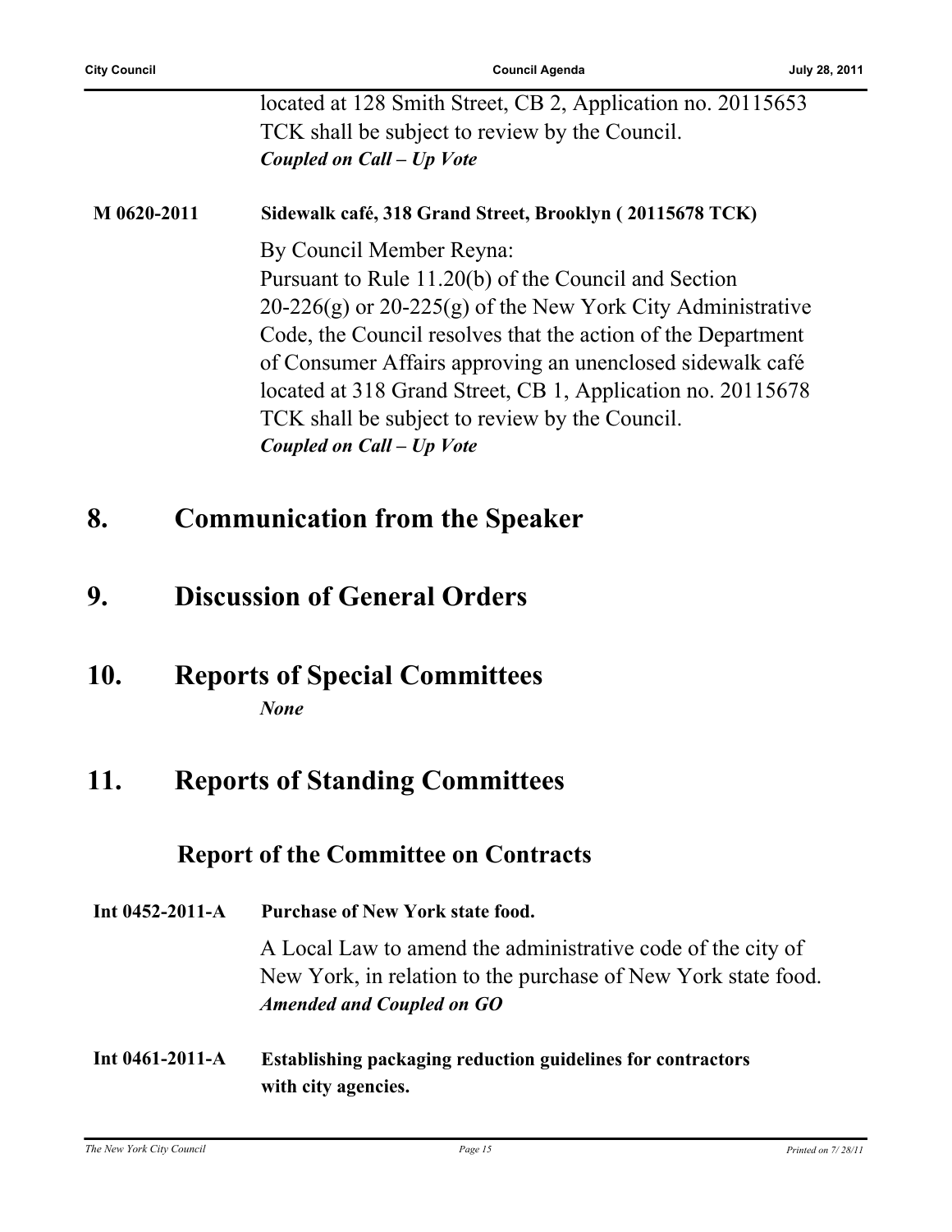located at 128 Smith Street, CB 2, Application no. 20115653 TCK shall be subject to review by the Council.
***Coupled on Call – Up Vote***

**M 0620-2011** **Sidewalk café, 318 Grand Street, Brooklyn ( 20115678 TCK)**

By Council Member Reyna:
Pursuant to Rule 11.20(b) of the Council and Section 20-226(g) or 20-225(g) of the New York City Administrative Code, the Council resolves that the action of the Department of Consumer Affairs approving an unenclosed sidewalk café located at 318 Grand Street, CB 1, Application no. 20115678 TCK shall be subject to review by the Council.
***Coupled on Call – Up Vote***

# 8. Communication from the Speaker

# 9. Discussion of General Orders

# 10. Reports of Special Committees

***None***

# 11. Reports of Standing Committees

## Report of the Committee on Contracts

**Int 0452-2011-A** **Purchase of New York state food.**

A Local Law to amend the administrative code of the city of New York, in relation to the purchase of New York state food.
***Amended and Coupled on GO***

**Int 0461-2011-A** **Establishing packaging reduction guidelines for contractors with city agencies.**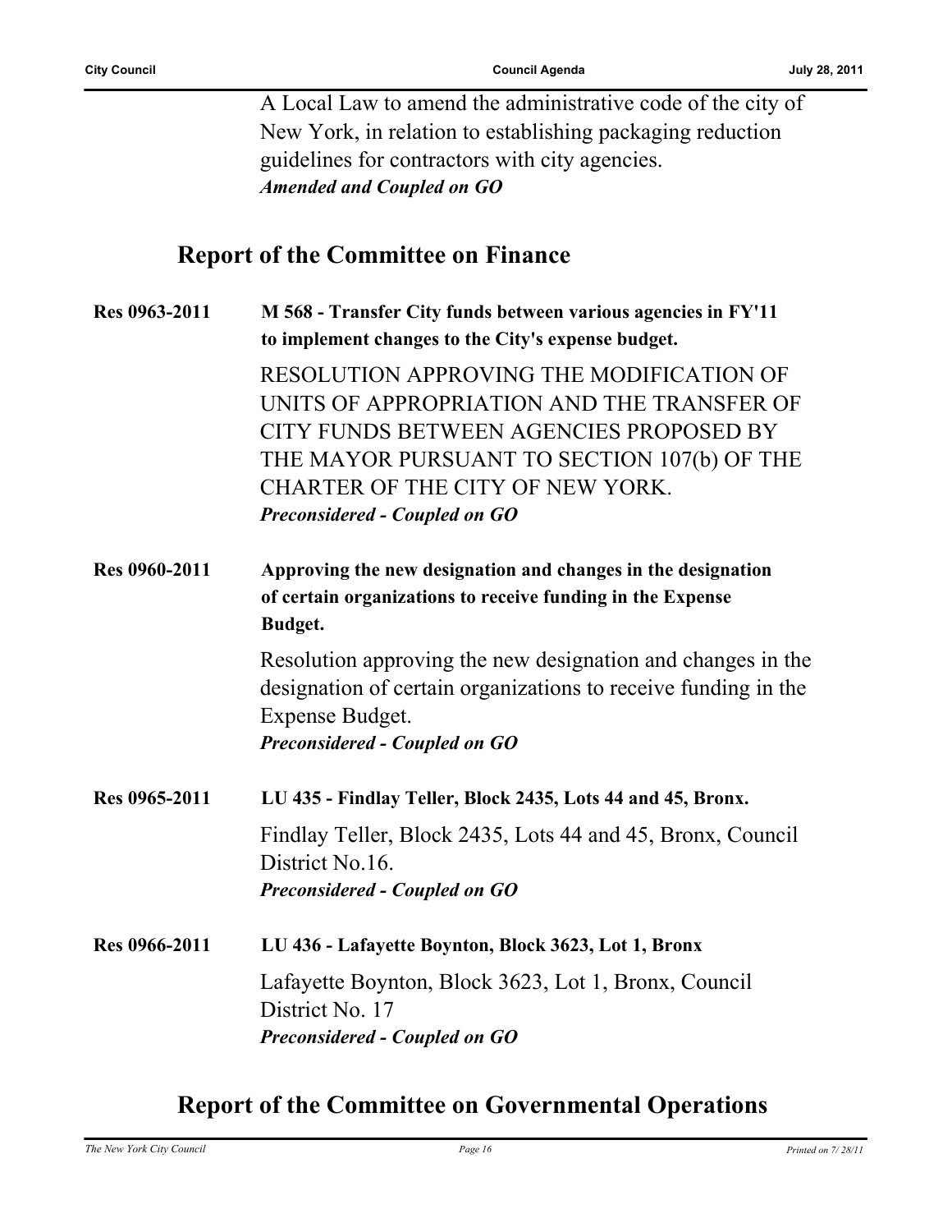A Local Law to amend the administrative code of the city of New York, in relation to establishing packaging reduction guidelines for contractors with city agencies.
***Amended and Coupled on GO***

## Report of the Committee on Finance

**Res 0963-2011** **M 568 - Transfer City funds between various agencies in FY'11 to implement changes to the City's expense budget.**

RESOLUTION APPROVING THE MODIFICATION OF UNITS OF APPROPRIATION AND THE TRANSFER OF CITY FUNDS BETWEEN AGENCIES PROPOSED BY THE MAYOR PURSUANT TO SECTION 107(b) OF THE CHARTER OF THE CITY OF NEW YORK.
***Preconsidered - Coupled on GO***

**Res 0960-2011** **Approving the new designation and changes in the designation of certain organizations to receive funding in the Expense Budget.**

Resolution approving the new designation and changes in the designation of certain organizations to receive funding in the Expense Budget.
***Preconsidered - Coupled on GO***

**Res 0965-2011** **LU 435 - Findlay Teller, Block 2435, Lots 44 and 45, Bronx.**

Findlay Teller, Block 2435, Lots 44 and 45, Bronx, Council District No.16.
***Preconsidered - Coupled on GO***

**Res 0966-2011** **LU 436 - Lafayette Boynton, Block 3623, Lot 1, Bronx**

Lafayette Boynton, Block 3623, Lot 1, Bronx, Council District No. 17
***Preconsidered - Coupled on GO***

## Report of the Committee on Governmental Operations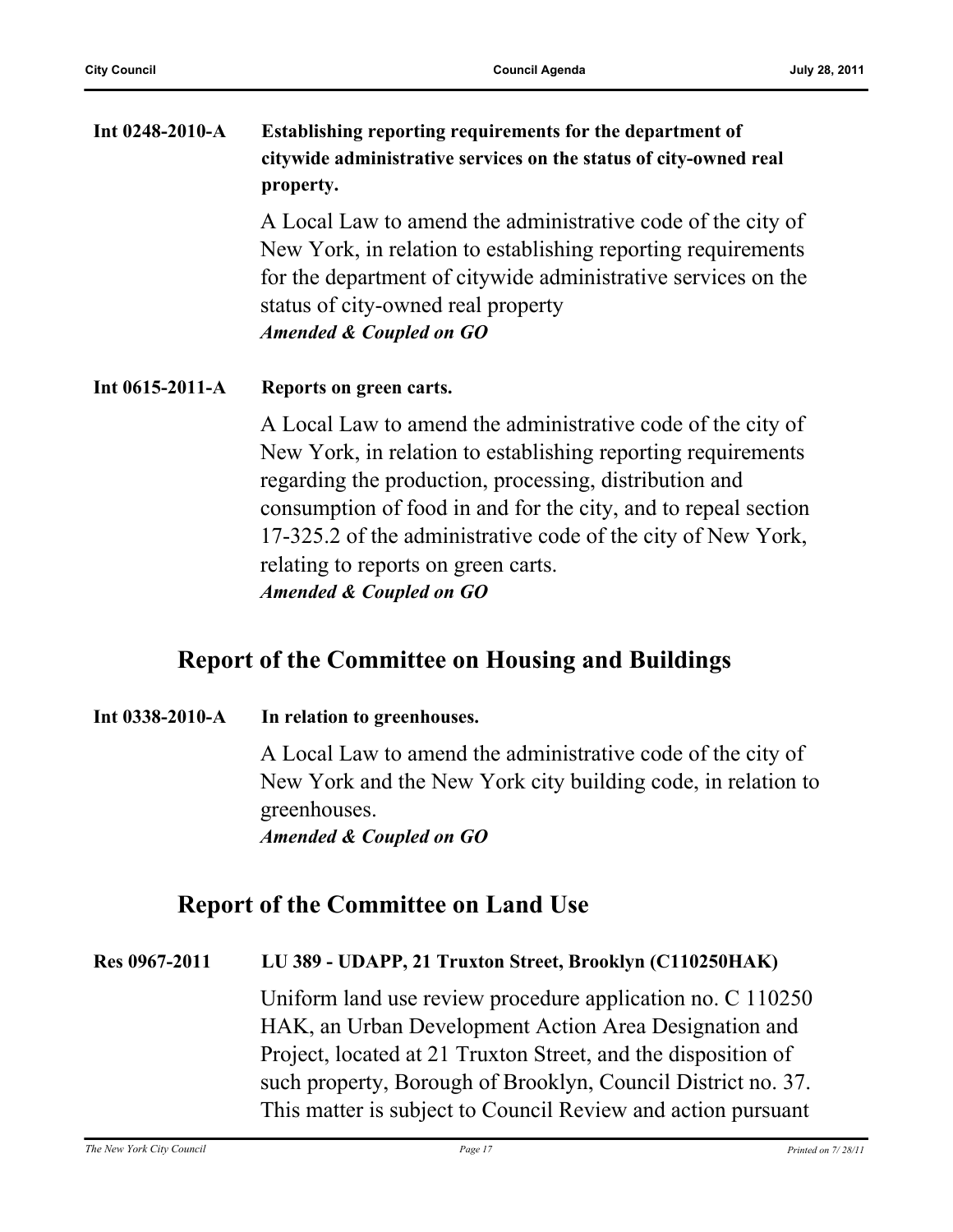**Int 0248-2010-A** **Establishing reporting requirements for the department of citywide administrative services on the status of city-owned real property.**

A Local Law to amend the administrative code of the city of New York, in relation to establishing reporting requirements for the department of citywide administrative services on the status of city-owned real property

***Amended & Coupled on GO***

**Int 0615-2011-A** **Reports on green carts.**

A Local Law to amend the administrative code of the city of New York, in relation to establishing reporting requirements regarding the production, processing, distribution and consumption of food in and for the city, and to repeal section 17-325.2 of the administrative code of the city of New York, relating to reports on green carts.

***Amended & Coupled on GO***

## Report of the Committee on Housing and Buildings

**Int 0338-2010-A** **In relation to greenhouses.**

A Local Law to amend the administrative code of the city of New York and the New York city building code, in relation to greenhouses.

***Amended & Coupled on GO***

## Report of the Committee on Land Use

**Res 0967-2011** **LU 389 - UDAPP, 21 Truxton Street, Brooklyn (C110250HAK)**

Uniform land use review procedure application no. C 110250 HAK, an Urban Development Action Area Designation and Project, located at 21 Truxton Street, and the disposition of such property, Borough of Brooklyn, Council District no. 37. This matter is subject to Council Review and action pursuant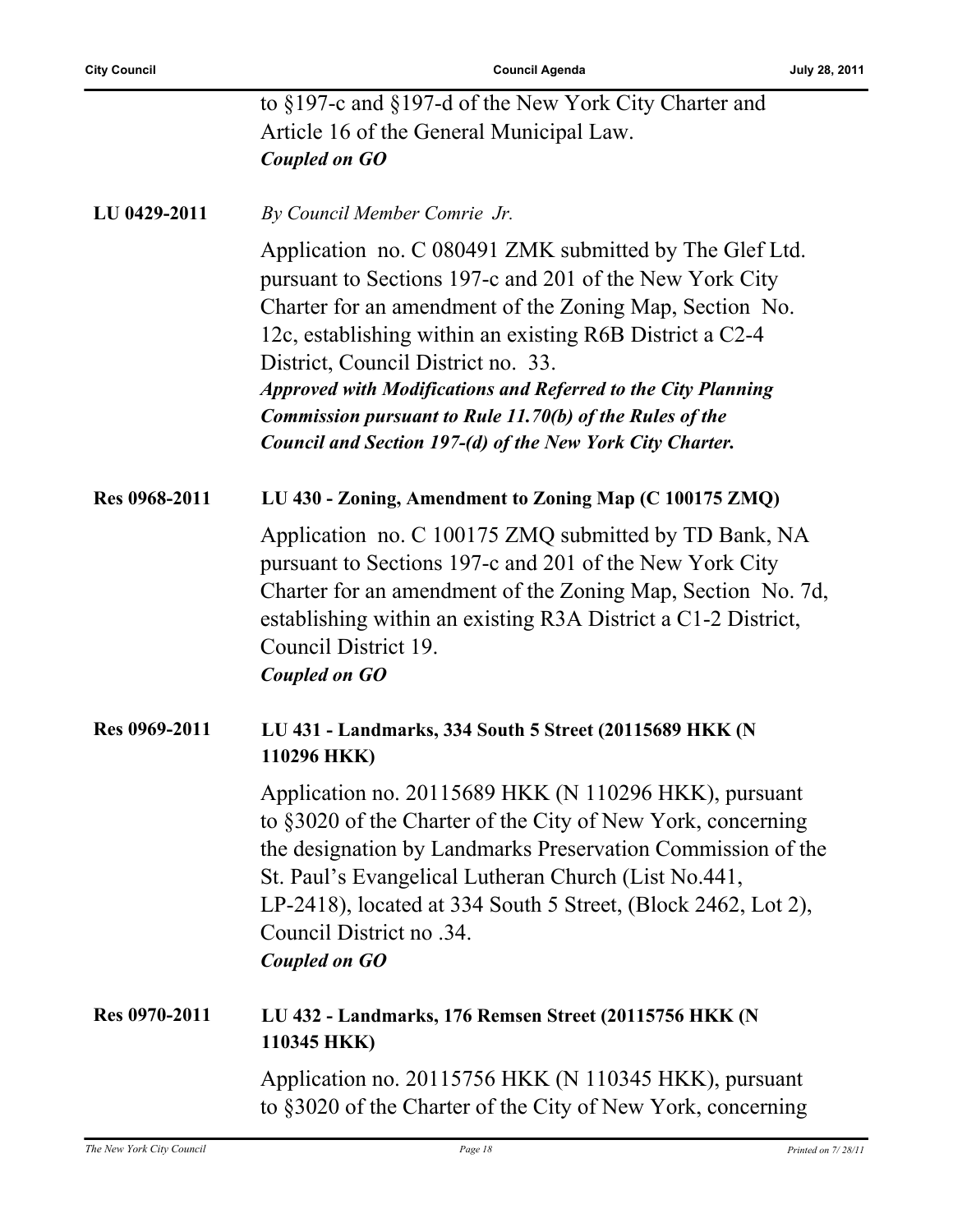to §197-c and §197-d of the New York City Charter and Article 16 of the General Municipal Law.
***Coupled on GO***

**LU 0429-2011** *By Council Member Comrie Jr.*

Application no. C 080491 ZMK submitted by The Glef Ltd. pursuant to Sections 197-c and 201 of the New York City Charter for an amendment of the Zoning Map, Section No. 12c, establishing within an existing R6B District a C2-4 District, Council District no. 33.
***Approved with Modifications and Referred to the City Planning Commission pursuant to Rule 11.70(b) of the Rules of the Council and Section 197-(d) of the New York City Charter.***

**Res 0968-2011** **LU 430 - Zoning, Amendment to Zoning Map (C 100175 ZMQ)**

Application no. C 100175 ZMQ submitted by TD Bank, NA pursuant to Sections 197-c and 201 of the New York City Charter for an amendment of the Zoning Map, Section No. 7d, establishing within an existing R3A District a C1-2 District, Council District 19.
***Coupled on GO***

**Res 0969-2011** **LU 431 - Landmarks, 334 South 5 Street (20115689 HKK (N 110296 HKK)**

Application no. 20115689 HKK (N 110296 HKK), pursuant to §3020 of the Charter of the City of New York, concerning the designation by Landmarks Preservation Commission of the St. Paul's Evangelical Lutheran Church (List No.441, LP-2418), located at 334 South 5 Street, (Block 2462, Lot 2), Council District no .34.
***Coupled on GO***

**Res 0970-2011** **LU 432 - Landmarks, 176 Remsen Street (20115756 HKK (N 110345 HKK)**

Application no. 20115756 HKK (N 110345 HKK), pursuant to §3020 of the Charter of the City of New York, concerning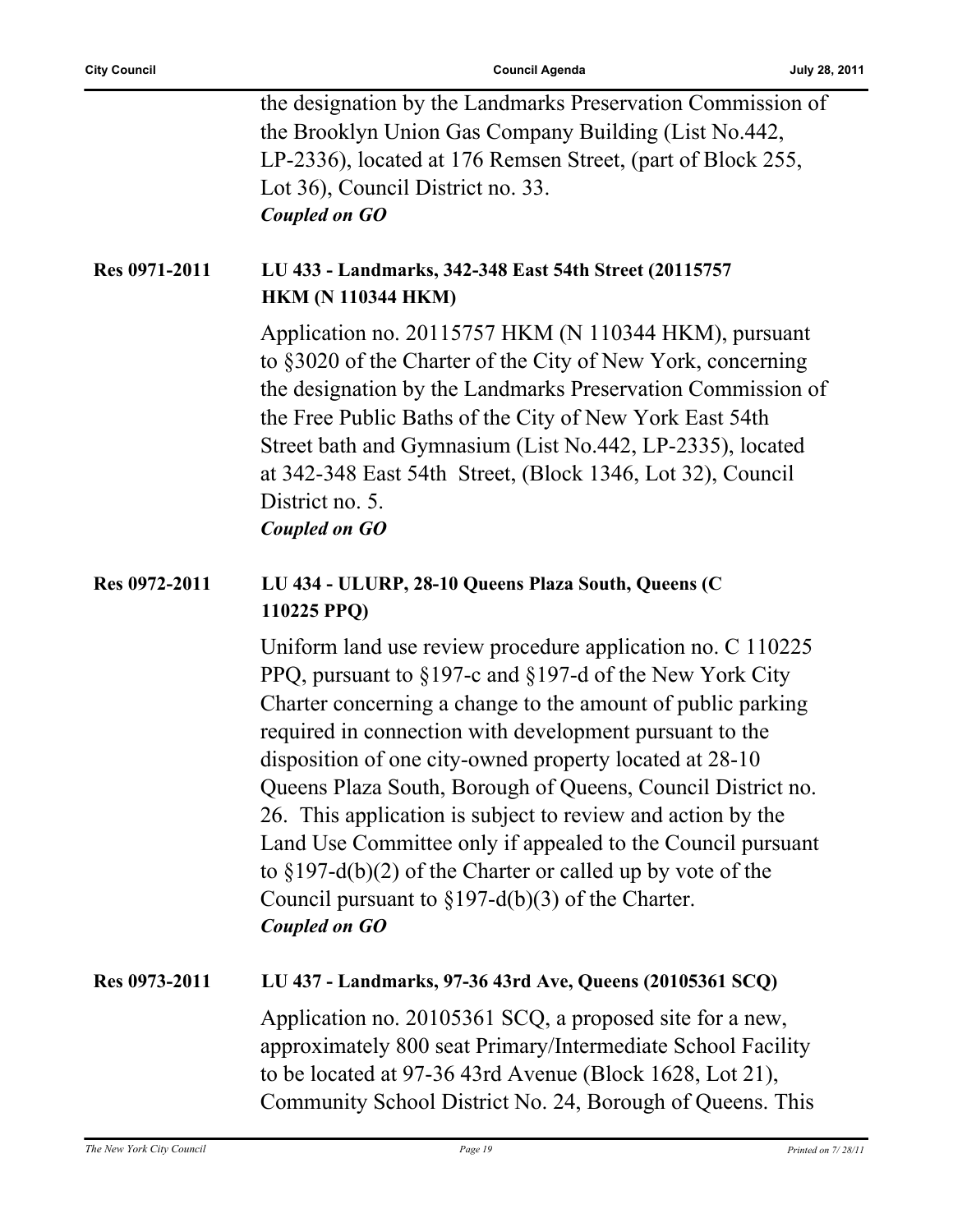the designation by the Landmarks Preservation Commission of the Brooklyn Union Gas Company Building (List No.442, LP-2336), located at 176 Remsen Street, (part of Block 255, Lot 36), Council District no. 33.

***Coupled on GO***

**Res 0971-2011** **LU 433 - Landmarks, 342-348 East 54th Street (20115757 HKM (N 110344 HKM)**

Application no. 20115757 HKM (N 110344 HKM), pursuant to §3020 of the Charter of the City of New York, concerning the designation by the Landmarks Preservation Commission of the Free Public Baths of the City of New York East 54th Street bath and Gymnasium (List No.442, LP-2335), located at 342-348 East 54th Street, (Block 1346, Lot 32), Council District no. 5.

***Coupled on GO***

**Res 0972-2011** **LU 434 - ULURP, 28-10 Queens Plaza South, Queens (C 110225 PPQ)**

Uniform land use review procedure application no. C 110225 PPQ, pursuant to §197-c and §197-d of the New York City Charter concerning a change to the amount of public parking required in connection with development pursuant to the disposition of one city-owned property located at 28-10 Queens Plaza South, Borough of Queens, Council District no. 26. This application is subject to review and action by the Land Use Committee only if appealed to the Council pursuant to §197-d(b)(2) of the Charter or called up by vote of the Council pursuant to §197-d(b)(3) of the Charter.

***Coupled on GO***

**Res 0973-2011** **LU 437 - Landmarks, 97-36 43rd Ave, Queens (20105361 SCQ)**

Application no. 20105361 SCQ, a proposed site for a new, approximately 800 seat Primary/Intermediate School Facility to be located at 97-36 43rd Avenue (Block 1628, Lot 21), Community School District No. 24, Borough of Queens. This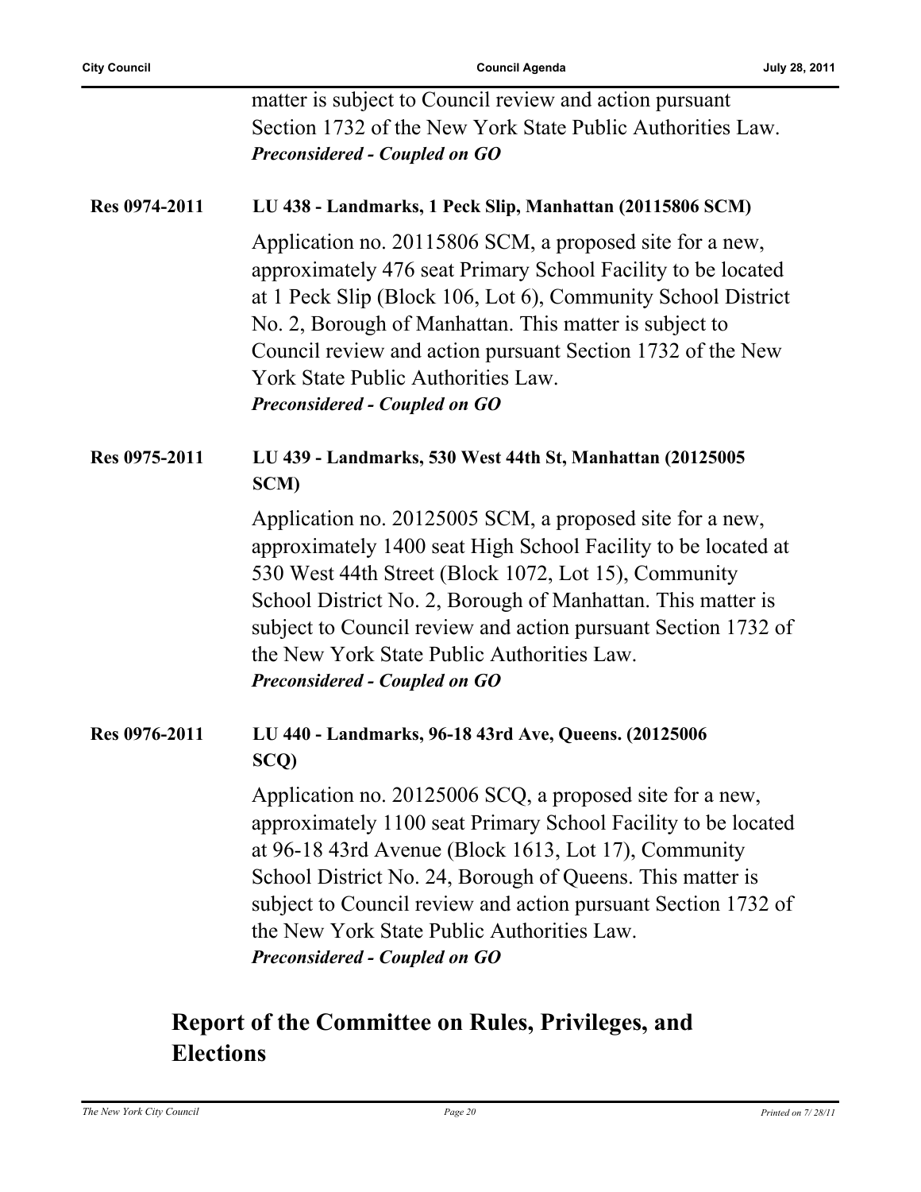matter is subject to Council review and action pursuant Section 1732 of the New York State Public Authorities Law.
***Preconsidered - Coupled on GO***

**Res 0974-2011** **LU 438 - Landmarks, 1 Peck Slip, Manhattan (20115806 SCM)**

Application no. 20115806 SCM, a proposed site for a new, approximately 476 seat Primary School Facility to be located at 1 Peck Slip (Block 106, Lot 6), Community School District No. 2, Borough of Manhattan. This matter is subject to Council review and action pursuant Section 1732 of the New York State Public Authorities Law.
***Preconsidered - Coupled on GO***

**Res 0975-2011** **LU 439 - Landmarks, 530 West 44th St, Manhattan (20125005 SCM)**

Application no. 20125005 SCM, a proposed site for a new, approximately 1400 seat High School Facility to be located at 530 West 44th Street (Block 1072, Lot 15), Community School District No. 2, Borough of Manhattan. This matter is subject to Council review and action pursuant Section 1732 of the New York State Public Authorities Law.
***Preconsidered - Coupled on GO***

**Res 0976-2011** **LU 440 - Landmarks, 96-18 43rd Ave, Queens. (20125006 SCQ)**

Application no. 20125006 SCQ, a proposed site for a new, approximately 1100 seat Primary School Facility to be located at 96-18 43rd Avenue (Block 1613, Lot 17), Community School District No. 24, Borough of Queens. This matter is subject to Council review and action pursuant Section 1732 of the New York State Public Authorities Law.
***Preconsidered - Coupled on GO***

## Report of the Committee on Rules, Privileges, and Elections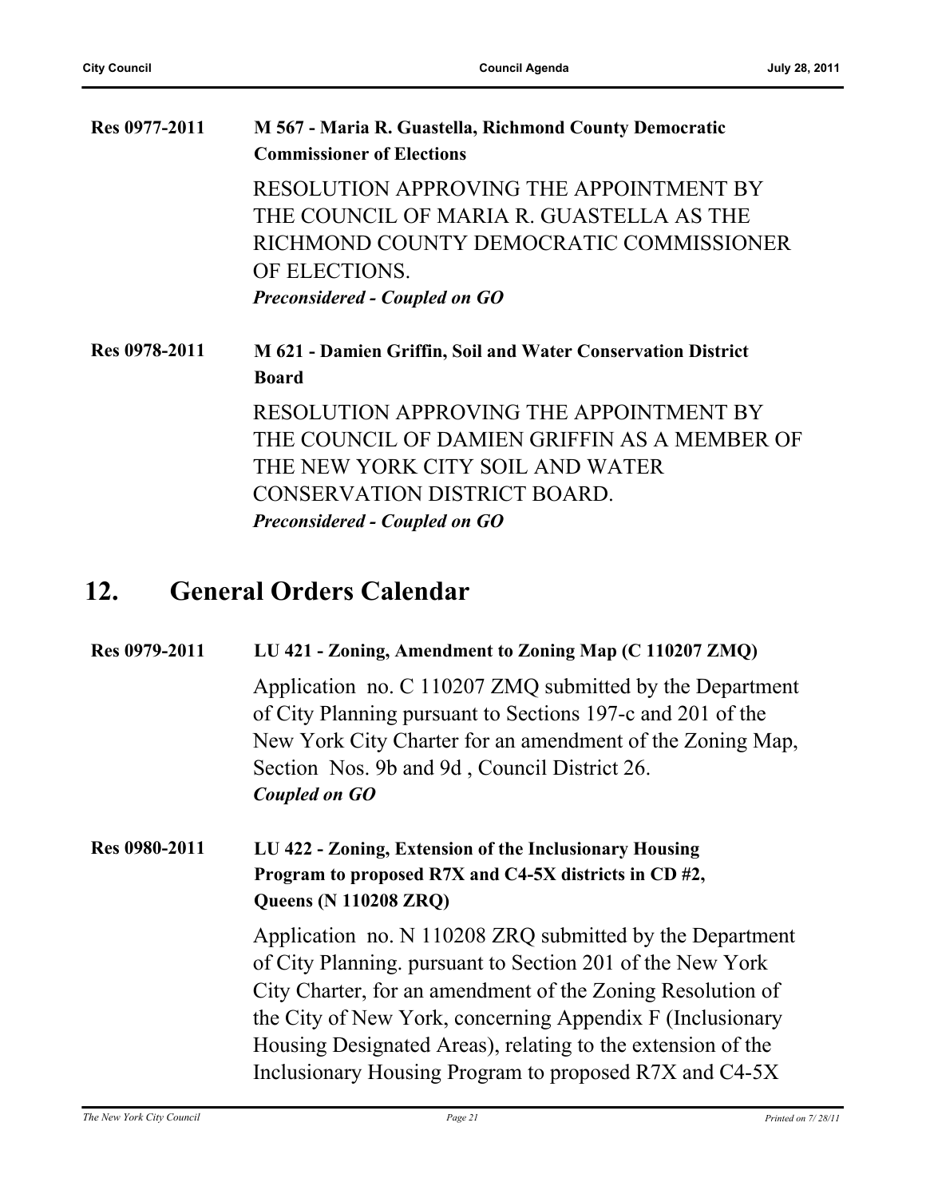**Res 0977-2011** **M 567 - Maria R. Guastella, Richmond County Democratic Commissioner of Elections**

RESOLUTION APPROVING THE APPOINTMENT BY THE COUNCIL OF MARIA R. GUASTELLA AS THE RICHMOND COUNTY DEMOCRATIC COMMISSIONER OF ELECTIONS.

***Preconsidered - Coupled on GO***

**Res 0978-2011** **M 621 - Damien Griffin, Soil and Water Conservation District Board**

RESOLUTION APPROVING THE APPOINTMENT BY THE COUNCIL OF DAMIEN GRIFFIN AS A MEMBER OF THE NEW YORK CITY SOIL AND WATER CONSERVATION DISTRICT BOARD.

***Preconsidered - Coupled on GO***

## 12. General Orders Calendar

**Res 0979-2011** **LU 421 - Zoning, Amendment to Zoning Map (C 110207 ZMQ)**

Application no. C 110207 ZMQ submitted by the Department of City Planning pursuant to Sections 197-c and 201 of the New York City Charter for an amendment of the Zoning Map, Section Nos. 9b and 9d , Council District 26.

***Coupled on GO***

**Res 0980-2011** **LU 422 - Zoning, Extension of the Inclusionary Housing Program to proposed R7X and C4-5X districts in CD #2, Queens (N 110208 ZRQ)**

Application no. N 110208 ZRQ submitted by the Department of City Planning. pursuant to Section 201 of the New York City Charter, for an amendment of the Zoning Resolution of the City of New York, concerning Appendix F (Inclusionary Housing Designated Areas), relating to the extension of the Inclusionary Housing Program to proposed R7X and C4-5X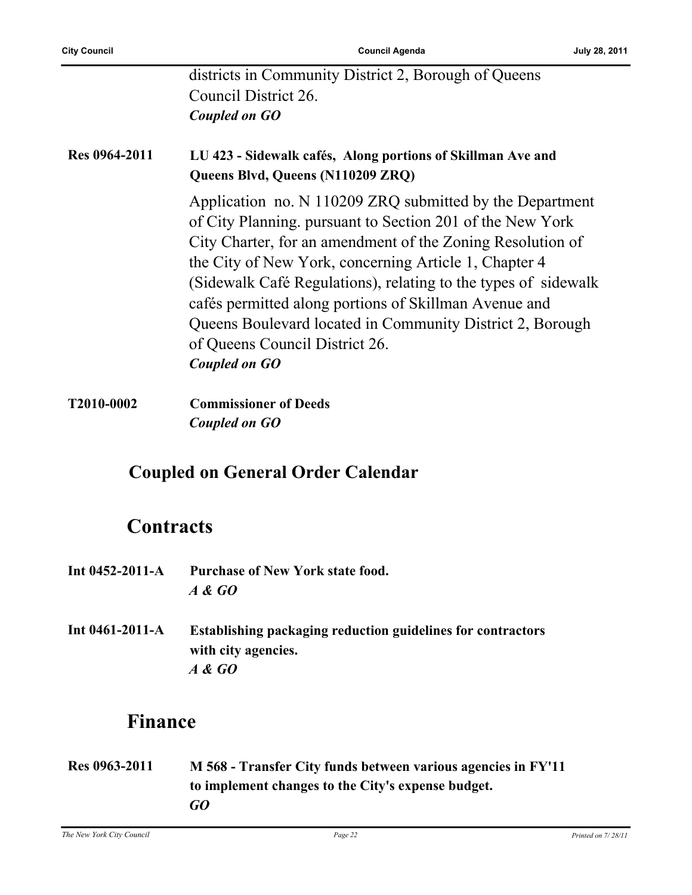districts in Community District 2, Borough of Queens Council District 26.
***Coupled on GO***

**Res 0964-2011** **LU 423 - Sidewalk cafés, Along portions of Skillman Ave and Queens Blvd, Queens (N110209 ZRQ)**

Application no. N 110209 ZRQ submitted by the Department of City Planning. pursuant to Section 201 of the New York City Charter, for an amendment of the Zoning Resolution of the City of New York, concerning Article 1, Chapter 4 (Sidewalk Café Regulations), relating to the types of sidewalk cafés permitted along portions of Skillman Avenue and Queens Boulevard located in Community District 2, Borough of Queens Council District 26.
***Coupled on GO***

**T2010-0002** **Commissioner of Deeds**
***Coupled on GO***

## Coupled on General Order Calendar

## Contracts

**Int 0452-2011-A** **Purchase of New York state food.**
***A & GO***

**Int 0461-2011-A** **Establishing packaging reduction guidelines for contractors with city agencies.**
***A & GO***

## Finance

**Res 0963-2011** **M 568 - Transfer City funds between various agencies in FY'11 to implement changes to the City's expense budget.**
***GO***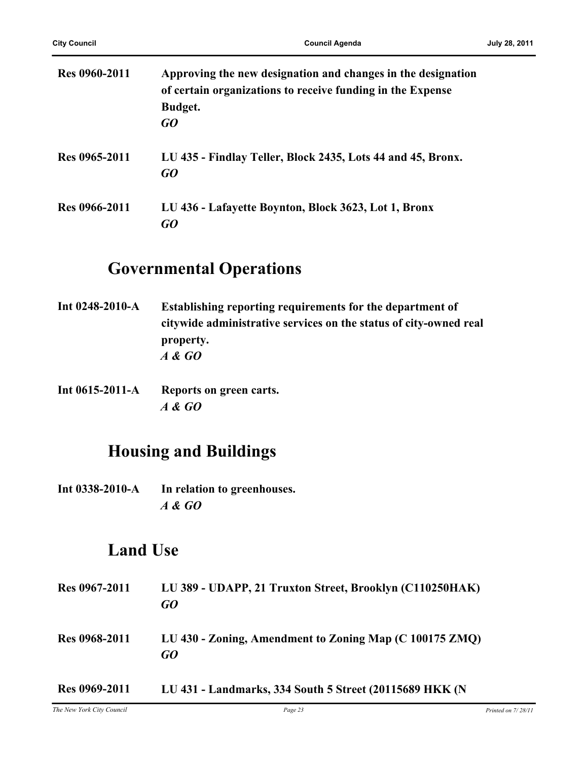| | |
|---|---|
| **Res 0960-2011** | **Approving the new designation and changes in the designation of certain organizations to receive funding in the Expense Budget.** ***GO*** |
| **Res 0965-2011** | **LU 435 - Findlay Teller, Block 2435, Lots 44 and 45, Bronx.** ***GO*** |
| **Res 0966-2011** | **LU 436 - Lafayette Boynton, Block 3623, Lot 1, Bronx** ***GO*** |

## Governmental Operations

| | |
|---|---|
| **Int 0248-2010-A** | **Establishing reporting requirements for the department of citywide administrative services on the status of city-owned real property.** ***A & GO*** |
| **Int 0615-2011-A** | **Reports on green carts.** ***A & GO*** |

## Housing and Buildings

| | |
|---|---|
| **Int 0338-2010-A** | **In relation to greenhouses.** ***A & GO*** |

## Land Use

| | |
|---|---|
| **Res 0967-2011** | **LU 389 - UDAPP, 21 Truxton Street, Brooklyn (C110250HAK)** ***GO*** |
| **Res 0968-2011** | **LU 430 - Zoning, Amendment to Zoning Map (C 100175 ZMQ)** ***GO*** |
| **Res 0969-2011** | **LU 431 - Landmarks, 334 South 5 Street (20115689 HKK (N** |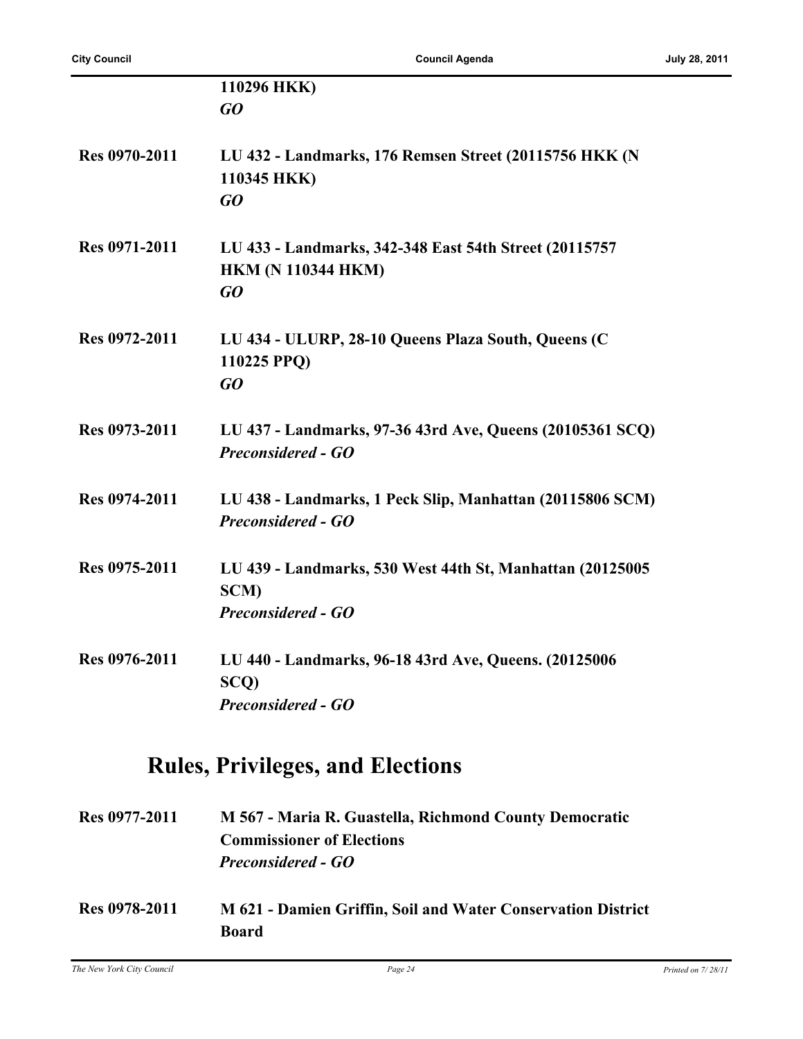110296 HKK)
*GO*

**Res 0970-2011** **LU 432 - Landmarks, 176 Remsen Street (20115756 HKK (N 110345 HKK)**
*GO*

**Res 0971-2011** **LU 433 - Landmarks, 342-348 East 54th Street (20115757 HKM (N 110344 HKM)**
*GO*

**Res 0972-2011** **LU 434 - ULURP, 28-10 Queens Plaza South, Queens (C 110225 PPQ)**
*GO*

**Res 0973-2011** **LU 437 - Landmarks, 97-36 43rd Ave, Queens (20105361 SCQ)**
*Preconsidered - GO*

**Res 0974-2011** **LU 438 - Landmarks, 1 Peck Slip, Manhattan (20115806 SCM)**
*Preconsidered - GO*

**Res 0975-2011** **LU 439 - Landmarks, 530 West 44th St, Manhattan (20125005 SCM)**
*Preconsidered - GO*

**Res 0976-2011** **LU 440 - Landmarks, 96-18 43rd Ave, Queens. (20125006 SCQ)**
*Preconsidered - GO*

## Rules, Privileges, and Elections

**Res 0977-2011** **M 567 - Maria R. Guastella, Richmond County Democratic Commissioner of Elections**
*Preconsidered - GO*

**Res 0978-2011** **M 621 - Damien Griffin, Soil and Water Conservation District Board**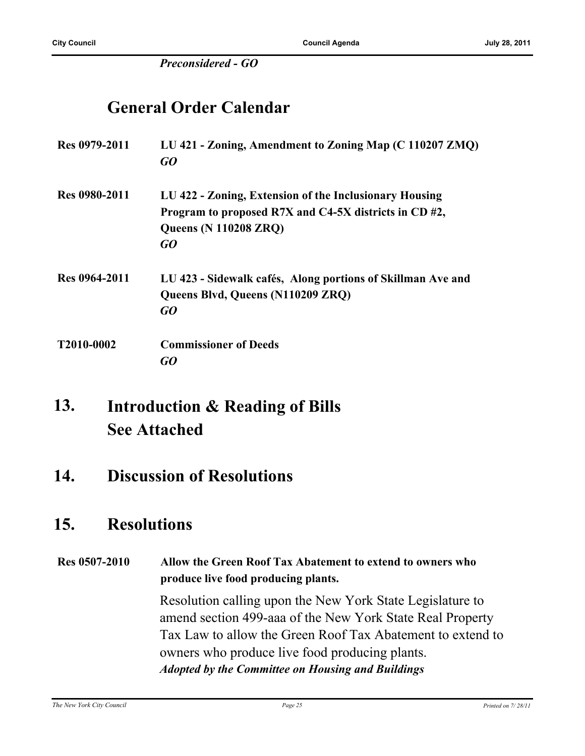*Preconsidered - GO*

## General Order Calendar

**Res 0979-2011** **LU 421 - Zoning, Amendment to Zoning Map (C 110207 ZMQ)**
***GO***

**Res 0980-2011** **LU 422 - Zoning, Extension of the Inclusionary Housing Program to proposed R7X and C4-5X districts in CD #2, Queens (N 110208 ZRQ)**
***GO***

**Res 0964-2011** **LU 423 - Sidewalk cafés, Along portions of Skillman Ave and Queens Blvd, Queens (N110209 ZRQ)**
***GO***

**T2010-0002** **Commissioner of Deeds**
***GO***

## 13. Introduction & Reading of Bills
## See Attached

## 14. Discussion of Resolutions

## 15. Resolutions

**Res 0507-2010** **Allow the Green Roof Tax Abatement to extend to owners who produce live food producing plants.**

Resolution calling upon the New York State Legislature to amend section 499-aaa of the New York State Real Property Tax Law to allow the Green Roof Tax Abatement to extend to owners who produce live food producing plants.
***Adopted by the Committee on Housing and Buildings***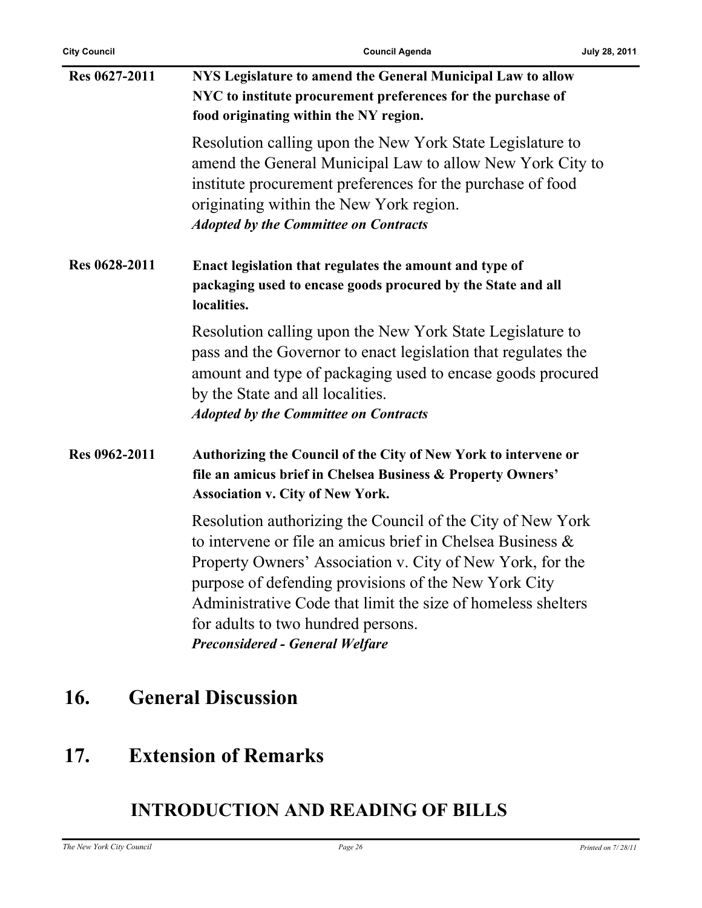**Res 0627-2011** **NYS Legislature to amend the General Municipal Law to allow NYC to institute procurement preferences for the purchase of food originating within the NY region.**

Resolution calling upon the New York State Legislature to amend the General Municipal Law to allow New York City to institute procurement preferences for the purchase of food originating within the New York region.
***Adopted by the Committee on Contracts***

**Res 0628-2011** **Enact legislation that regulates the amount and type of packaging used to encase goods procured by the State and all localities.**

Resolution calling upon the New York State Legislature to pass and the Governor to enact legislation that regulates the amount and type of packaging used to encase goods procured by the State and all localities.
***Adopted by the Committee on Contracts***

**Res 0962-2011** **Authorizing the Council of the City of New York to intervene or file an amicus brief in Chelsea Business & Property Owners' Association v. City of New York.**

Resolution authorizing the Council of the City of New York to intervene or file an amicus brief in Chelsea Business & Property Owners' Association v. City of New York, for the purpose of defending provisions of the New York City Administrative Code that limit the size of homeless shelters for adults to two hundred persons.
***Preconsidered - General Welfare***

# 16. General Discussion

# 17. Extension of Remarks

## INTRODUCTION AND READING OF BILLS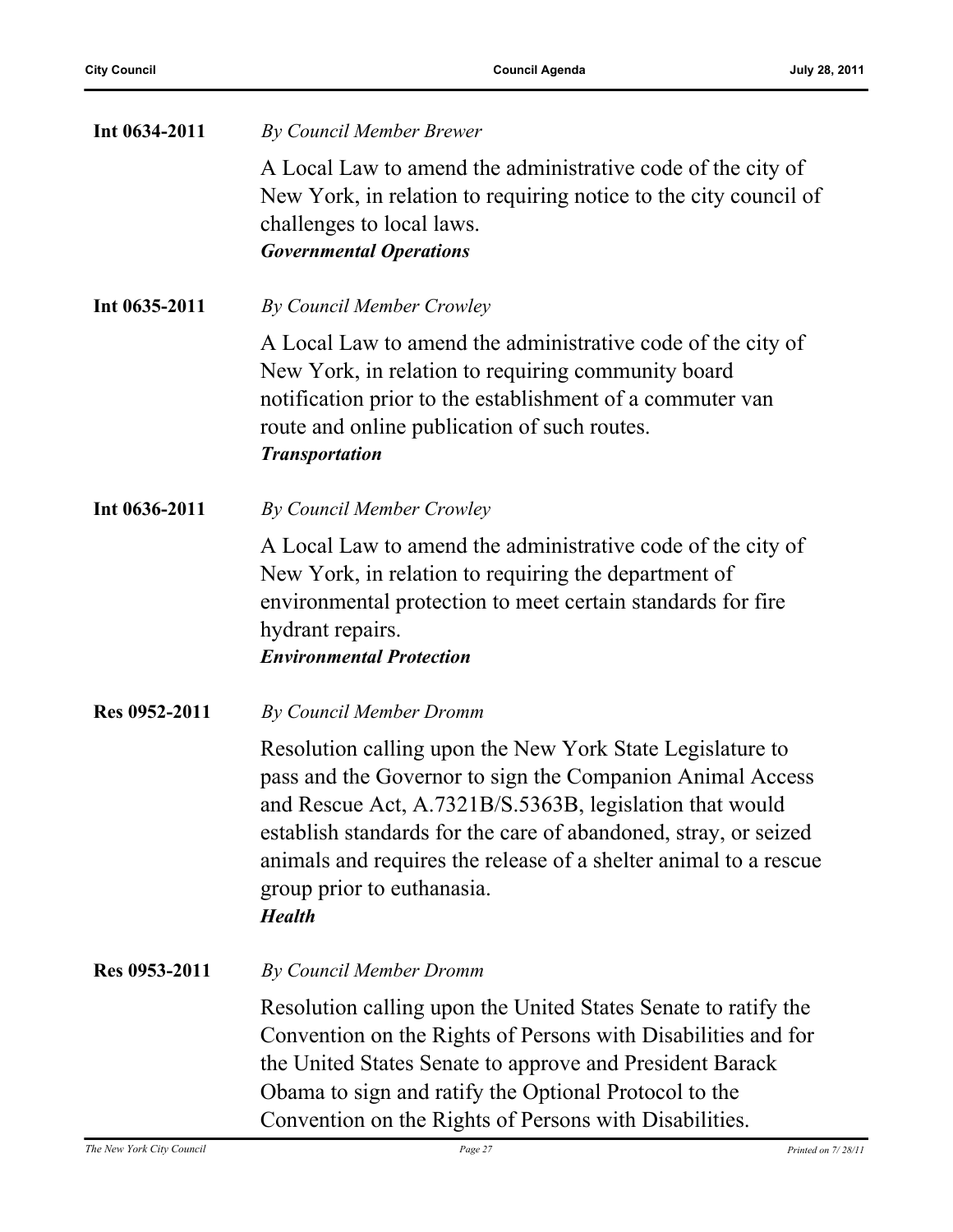**Int 0634-2011** *By Council Member Brewer*

A Local Law to amend the administrative code of the city of New York, in relation to requiring notice to the city council of challenges to local laws.
***Governmental Operations***

**Int 0635-2011** *By Council Member Crowley*

A Local Law to amend the administrative code of the city of New York, in relation to requiring community board notification prior to the establishment of a commuter van route and online publication of such routes.
***Transportation***

**Int 0636-2011** *By Council Member Crowley*

A Local Law to amend the administrative code of the city of New York, in relation to requiring the department of environmental protection to meet certain standards for fire hydrant repairs.
***Environmental Protection***

**Res 0952-2011** *By Council Member Dromm*

Resolution calling upon the New York State Legislature to pass and the Governor to sign the Companion Animal Access and Rescue Act, A.7321B/S.5363B, legislation that would establish standards for the care of abandoned, stray, or seized animals and requires the release of a shelter animal to a rescue group prior to euthanasia.
***Health***

**Res 0953-2011** *By Council Member Dromm*

Resolution calling upon the United States Senate to ratify the Convention on the Rights of Persons with Disabilities and for the United States Senate to approve and President Barack Obama to sign and ratify the Optional Protocol to the Convention on the Rights of Persons with Disabilities.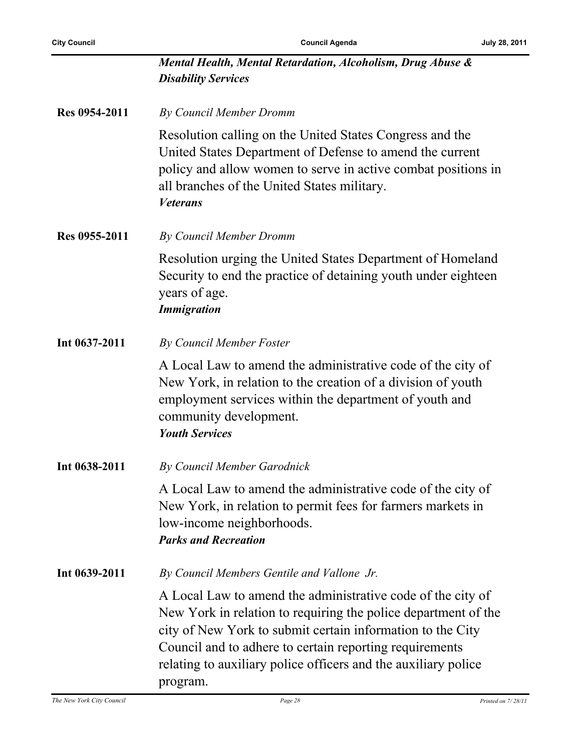***Mental Health, Mental Retardation, Alcoholism, Drug Abuse & Disability Services***

**Res 0954-2011** *By Council Member Dromm*

Resolution calling on the United States Congress and the United States Department of Defense to amend the current policy and allow women to serve in active combat positions in all branches of the United States military.
***Veterans***

**Res 0955-2011** *By Council Member Dromm*

Resolution urging the United States Department of Homeland Security to end the practice of detaining youth under eighteen years of age.
***Immigration***

**Int 0637-2011** *By Council Member Foster*

A Local Law to amend the administrative code of the city of New York, in relation to the creation of a division of youth employment services within the department of youth and community development.
***Youth Services***

**Int 0638-2011** *By Council Member Garodnick*

A Local Law to amend the administrative code of the city of New York, in relation to permit fees for farmers markets in low-income neighborhoods.
***Parks and Recreation***

**Int 0639-2011** *By Council Members Gentile and Vallone Jr.*

A Local Law to amend the administrative code of the city of New York in relation to requiring the police department of the city of New York to submit certain information to the City Council and to adhere to certain reporting requirements relating to auxiliary police officers and the auxiliary police program.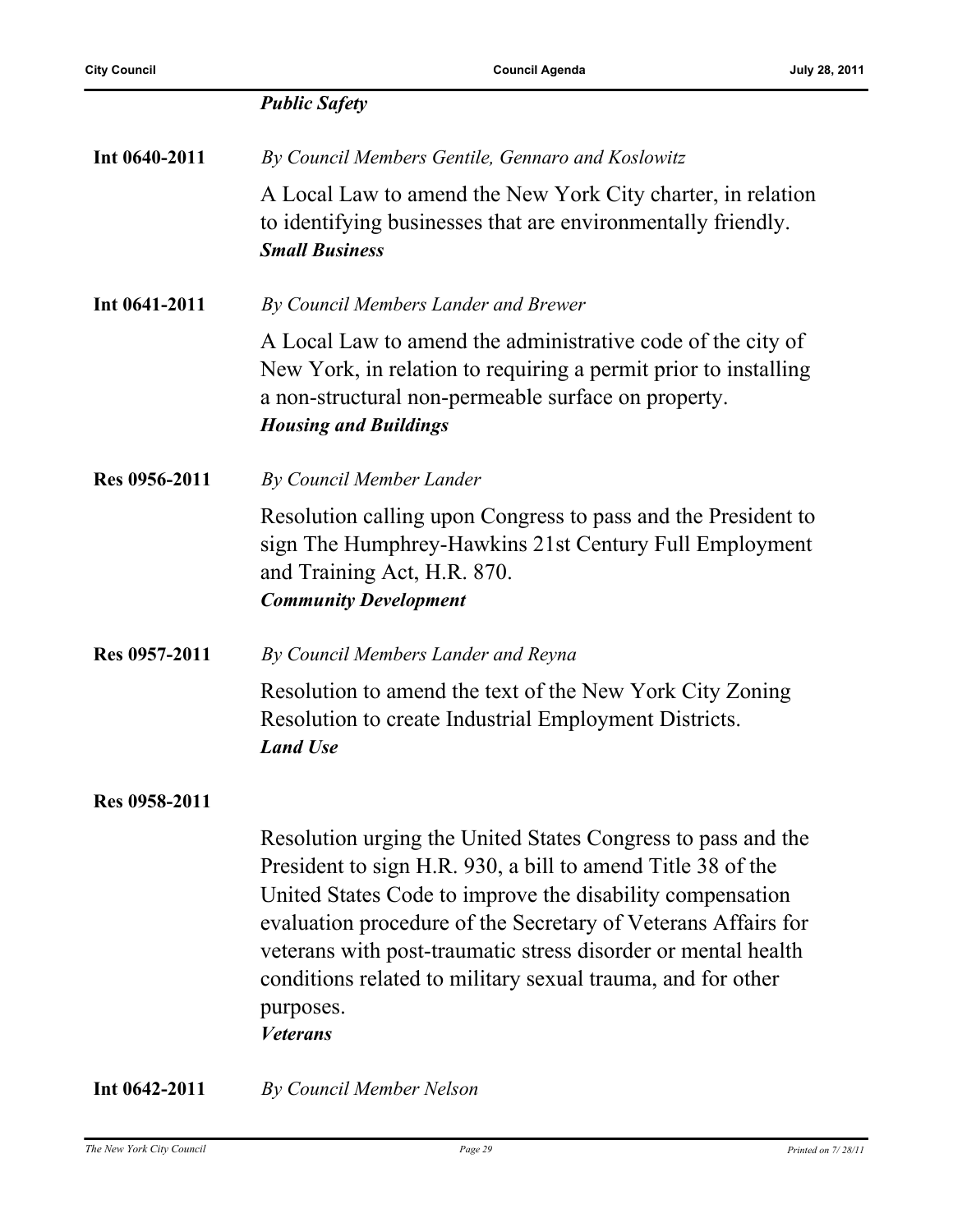***Public Safety***

**Int 0640-2011** *By Council Members Gentile, Gennaro and Koslowitz*

A Local Law to amend the New York City charter, in relation to identifying businesses that are environmentally friendly.
***Small Business***

**Int 0641-2011** *By Council Members Lander and Brewer*

A Local Law to amend the administrative code of the city of New York, in relation to requiring a permit prior to installing a non-structural non-permeable surface on property.
***Housing and Buildings***

**Res 0956-2011** *By Council Member Lander*

Resolution calling upon Congress to pass and the President to sign The Humphrey-Hawkins 21st Century Full Employment and Training Act, H.R. 870.
***Community Development***

**Res 0957-2011** *By Council Members Lander and Reyna*

Resolution to amend the text of the New York City Zoning Resolution to create Industrial Employment Districts.
***Land Use***

**Res 0958-2011**

Resolution urging the United States Congress to pass and the President to sign H.R. 930, a bill to amend Title 38 of the United States Code to improve the disability compensation evaluation procedure of the Secretary of Veterans Affairs for veterans with post-traumatic stress disorder or mental health conditions related to military sexual trauma, and for other purposes.
***Veterans***

**Int 0642-2011** *By Council Member Nelson*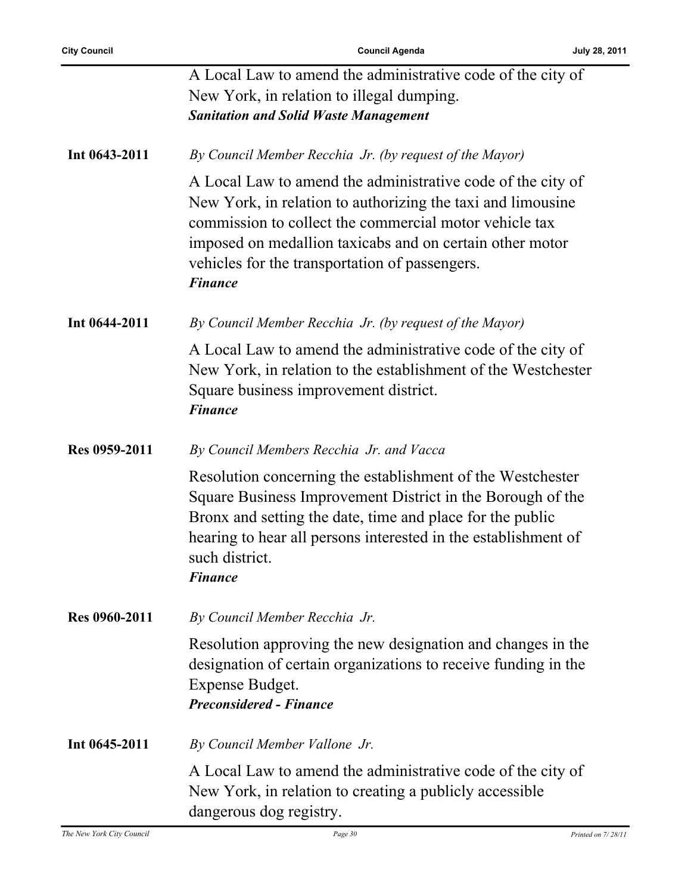A Local Law to amend the administrative code of the city of New York, in relation to illegal dumping.
***Sanitation and Solid Waste Management***

**Int 0643-2011** *By Council Member Recchia Jr. (by request of the Mayor)*

A Local Law to amend the administrative code of the city of New York, in relation to authorizing the taxi and limousine commission to collect the commercial motor vehicle tax imposed on medallion taxicabs and on certain other motor vehicles for the transportation of passengers.
***Finance***

**Int 0644-2011** *By Council Member Recchia Jr. (by request of the Mayor)*

A Local Law to amend the administrative code of the city of New York, in relation to the establishment of the Westchester Square business improvement district.
***Finance***

**Res 0959-2011** *By Council Members Recchia Jr. and Vacca*

Resolution concerning the establishment of the Westchester Square Business Improvement District in the Borough of the Bronx and setting the date, time and place for the public hearing to hear all persons interested in the establishment of such district.
***Finance***

**Res 0960-2011** *By Council Member Recchia Jr.*

Resolution approving the new designation and changes in the designation of certain organizations to receive funding in the Expense Budget.
***Preconsidered - Finance***

**Int 0645-2011** *By Council Member Vallone Jr.*

A Local Law to amend the administrative code of the city of New York, in relation to creating a publicly accessible dangerous dog registry.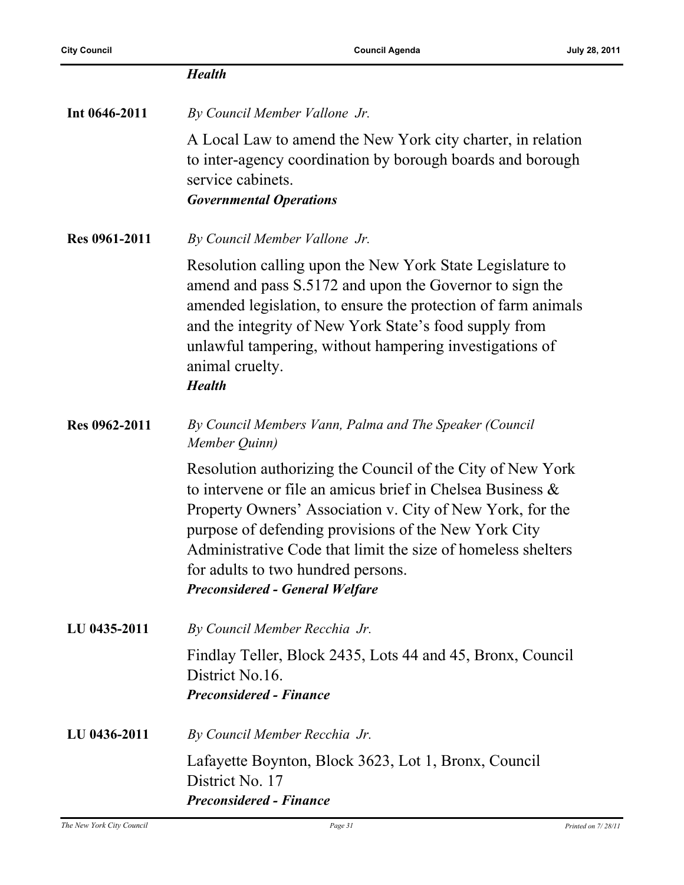***Health***

**Int 0646-2011** *By Council Member Vallone Jr.*

A Local Law to amend the New York city charter, in relation to inter-agency coordination by borough boards and borough service cabinets.
***Governmental Operations***

**Res 0961-2011** *By Council Member Vallone Jr.*

Resolution calling upon the New York State Legislature to amend and pass S.5172 and upon the Governor to sign the amended legislation, to ensure the protection of farm animals and the integrity of New York State's food supply from unlawful tampering, without hampering investigations of animal cruelty.
***Health***

**Res 0962-2011** *By Council Members Vann, Palma and The Speaker (Council Member Quinn)*

Resolution authorizing the Council of the City of New York to intervene or file an amicus brief in Chelsea Business & Property Owners' Association v. City of New York, for the purpose of defending provisions of the New York City Administrative Code that limit the size of homeless shelters for adults to two hundred persons.
***Preconsidered - General Welfare***

**LU 0435-2011** *By Council Member Recchia Jr.*

Findlay Teller, Block 2435, Lots 44 and 45, Bronx, Council District No.16.
***Preconsidered - Finance***

**LU 0436-2011** *By Council Member Recchia Jr.*

Lafayette Boynton, Block 3623, Lot 1, Bronx, Council District No. 17
***Preconsidered - Finance***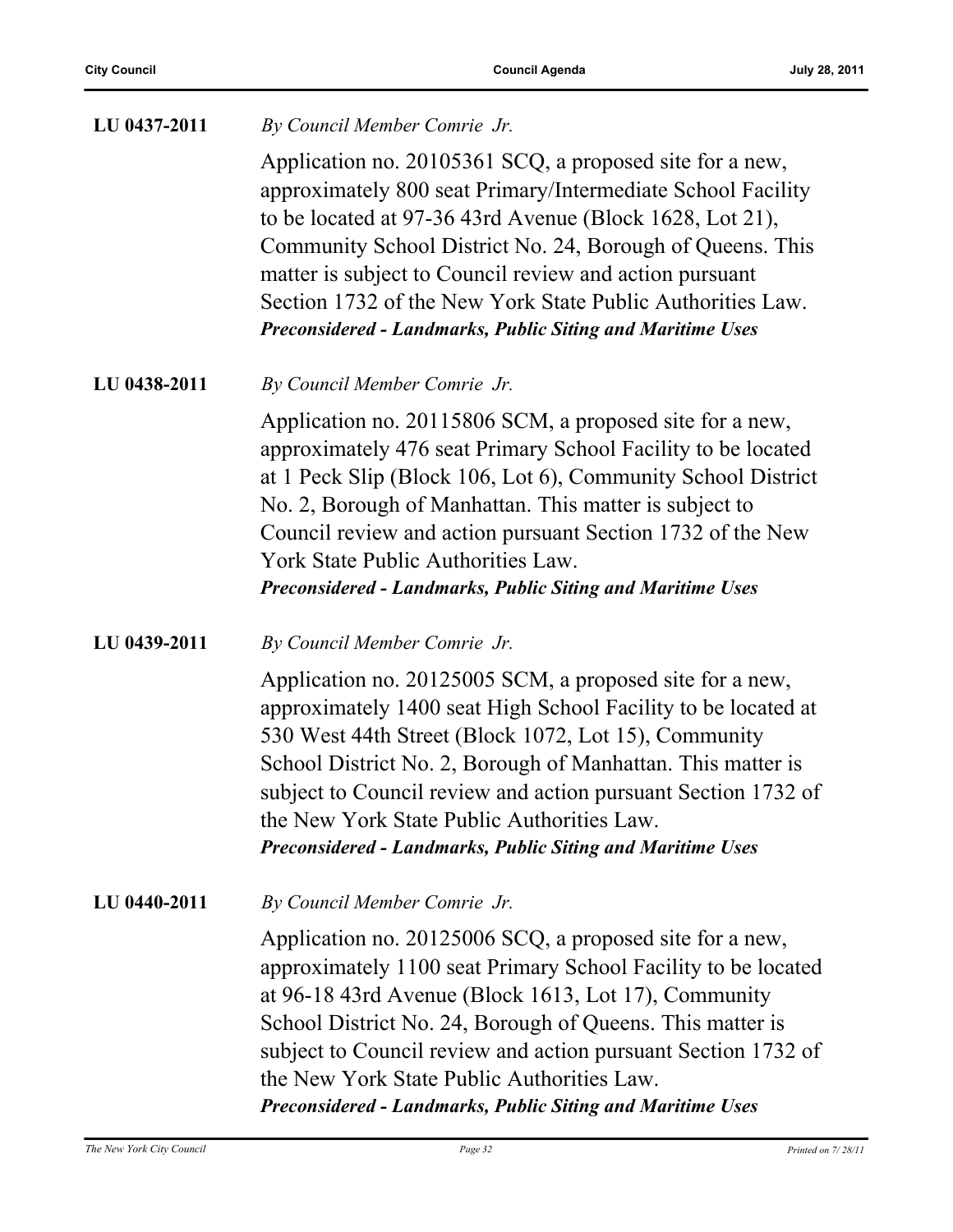**LU 0437-2011** *By Council Member Comrie Jr.*

Application no. 20105361 SCQ, a proposed site for a new, approximately 800 seat Primary/Intermediate School Facility to be located at 97-36 43rd Avenue (Block 1628, Lot 21), Community School District No. 24, Borough of Queens. This matter is subject to Council review and action pursuant Section 1732 of the New York State Public Authorities Law.

***Preconsidered - Landmarks, Public Siting and Maritime Uses***

**LU 0438-2011** *By Council Member Comrie Jr.*

Application no. 20115806 SCM, a proposed site for a new, approximately 476 seat Primary School Facility to be located at 1 Peck Slip (Block 106, Lot 6), Community School District No. 2, Borough of Manhattan. This matter is subject to Council review and action pursuant Section 1732 of the New York State Public Authorities Law.

***Preconsidered - Landmarks, Public Siting and Maritime Uses***

**LU 0439-2011** *By Council Member Comrie Jr.*

Application no. 20125005 SCM, a proposed site for a new, approximately 1400 seat High School Facility to be located at 530 West 44th Street (Block 1072, Lot 15), Community School District No. 2, Borough of Manhattan. This matter is subject to Council review and action pursuant Section 1732 of the New York State Public Authorities Law.

***Preconsidered - Landmarks, Public Siting and Maritime Uses***

**LU 0440-2011** *By Council Member Comrie Jr.*

Application no. 20125006 SCQ, a proposed site for a new, approximately 1100 seat Primary School Facility to be located at 96-18 43rd Avenue (Block 1613, Lot 17), Community School District No. 24, Borough of Queens. This matter is subject to Council review and action pursuant Section 1732 of the New York State Public Authorities Law.

***Preconsidered - Landmarks, Public Siting and Maritime Uses***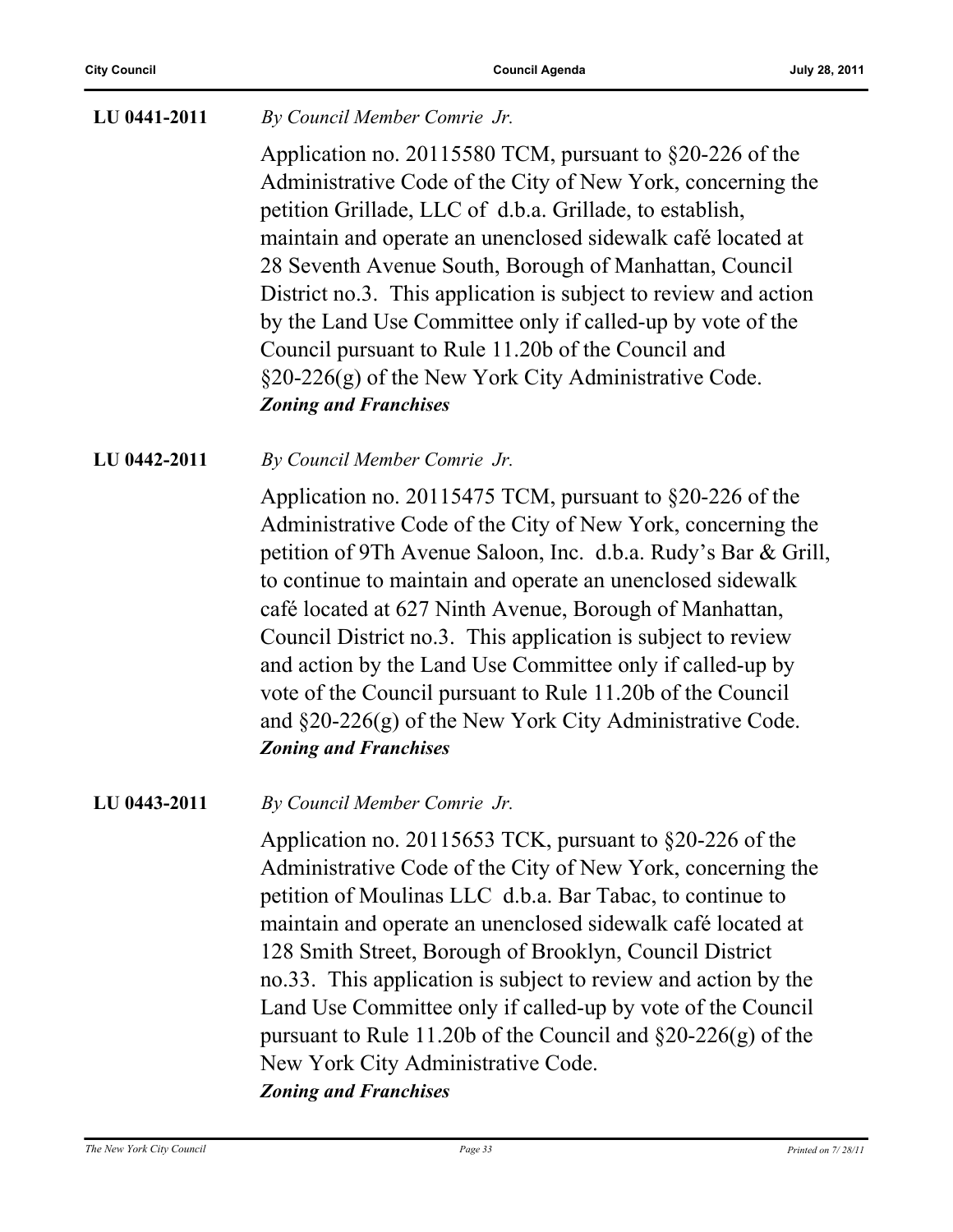**LU 0441-2011** *By Council Member Comrie Jr.*

Application no. 20115580 TCM, pursuant to §20-226 of the Administrative Code of the City of New York, concerning the petition Grillade, LLC of d.b.a. Grillade, to establish, maintain and operate an unenclosed sidewalk café located at 28 Seventh Avenue South, Borough of Manhattan, Council District no.3. This application is subject to review and action by the Land Use Committee only if called-up by vote of the Council pursuant to Rule 11.20b of the Council and §20-226(g) of the New York City Administrative Code.
***Zoning and Franchises***

**LU 0442-2011** *By Council Member Comrie Jr.*

Application no. 20115475 TCM, pursuant to §20-226 of the Administrative Code of the City of New York, concerning the petition of 9Th Avenue Saloon, Inc. d.b.a. Rudy's Bar & Grill, to continue to maintain and operate an unenclosed sidewalk café located at 627 Ninth Avenue, Borough of Manhattan, Council District no.3. This application is subject to review and action by the Land Use Committee only if called-up by vote of the Council pursuant to Rule 11.20b of the Council and §20-226(g) of the New York City Administrative Code.
***Zoning and Franchises***

**LU 0443-2011** *By Council Member Comrie Jr.*

Application no. 20115653 TCK, pursuant to §20-226 of the Administrative Code of the City of New York, concerning the petition of Moulinas LLC d.b.a. Bar Tabac, to continue to maintain and operate an unenclosed sidewalk café located at 128 Smith Street, Borough of Brooklyn, Council District no.33. This application is subject to review and action by the Land Use Committee only if called-up by vote of the Council pursuant to Rule 11.20b of the Council and §20-226(g) of the New York City Administrative Code.
***Zoning and Franchises***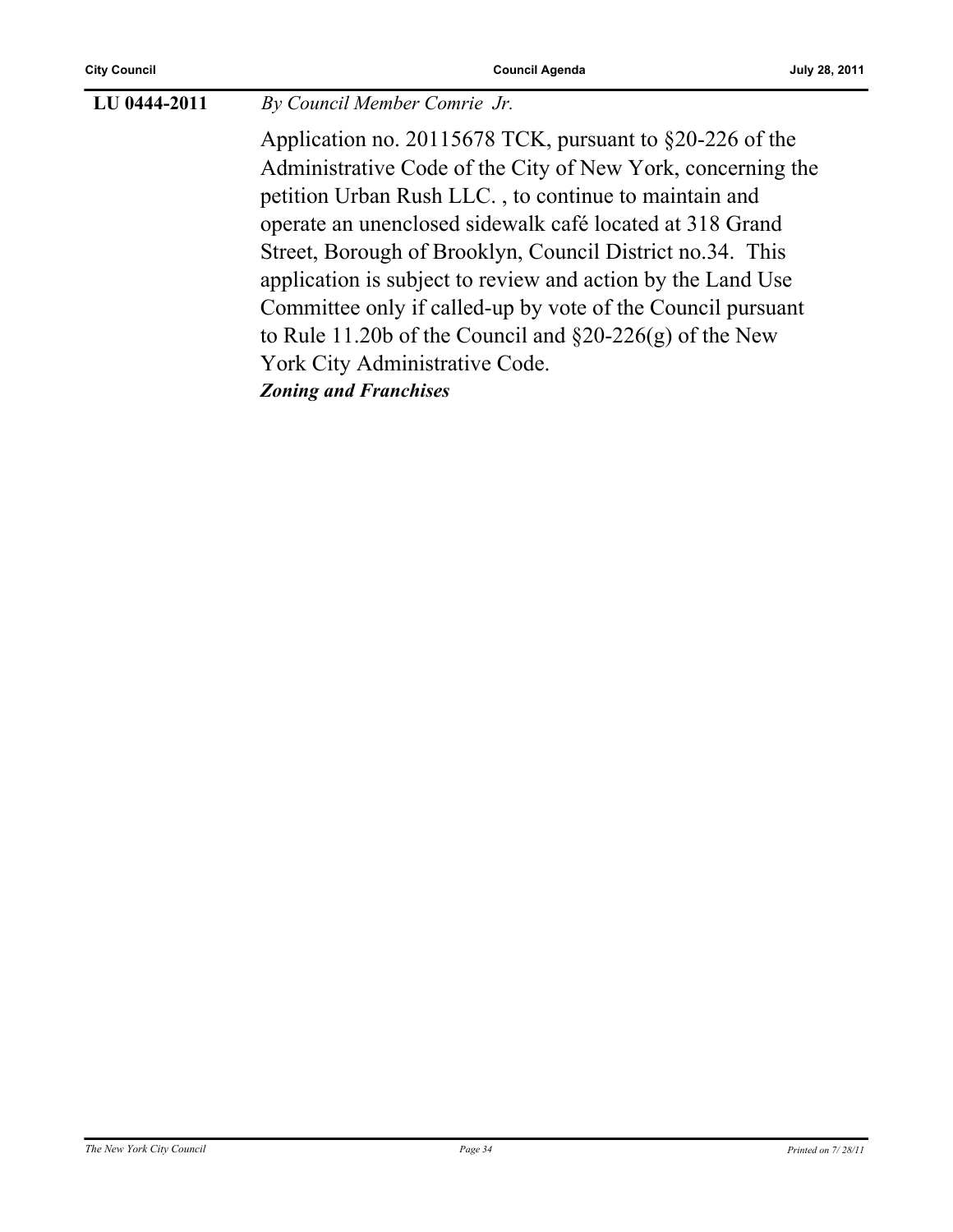**LU 0444-2011** *By Council Member Comrie Jr.*

Application no. 20115678 TCK, pursuant to §20-226 of the Administrative Code of the City of New York, concerning the petition Urban Rush LLC. , to continue to maintain and operate an unenclosed sidewalk café located at 318 Grand Street, Borough of Brooklyn, Council District no.34. This application is subject to review and action by the Land Use Committee only if called-up by vote of the Council pursuant to Rule 11.20b of the Council and §20-226(g) of the New York City Administrative Code.

***Zoning and Franchises***